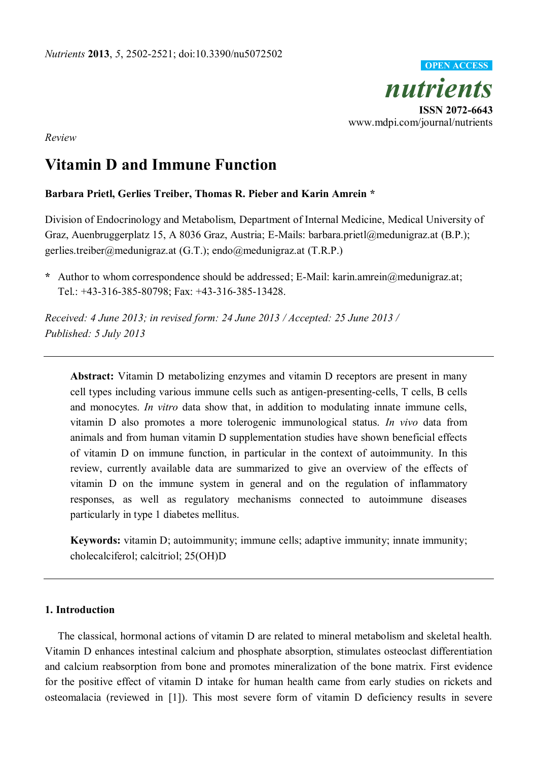*Nutrients* **2013**, *5*, 2502-2521; doi:10.3390/nu5072502

**OPEN ACCESS**

*nutrients*

**ISSN 2072-6643**
www.mdpi.com/journal/nutrients

*Review*

# Vitamin D and Immune Function

**Barbara Prietl, Gerlies Treiber, Thomas R. Pieber and Karin Amrein ***

Division of Endocrinology and Metabolism, Department of Internal Medicine, Medical University of Graz, Auenbruggerplatz 15, A 8036 Graz, Austria; E-Mails: barbara.prietl@medunigraz.at (B.P.); gerlies.treiber@medunigraz.at (G.T.); endo@medunigraz.at (T.R.P.)

**\*** Author to whom correspondence should be addressed; E-Mail: karin.amrein@medunigraz.at; Tel.: +43-316-385-80798; Fax: +43-316-385-13428.

*Received: 4 June 2013; in revised form: 24 June 2013 / Accepted: 25 June 2013 / Published: 5 July 2013*

---

**Abstract:** Vitamin D metabolizing enzymes and vitamin D receptors are present in many cell types including various immune cells such as antigen-presenting-cells, T cells, B cells and monocytes. *In vitro* data show that, in addition to modulating innate immune cells, vitamin D also promotes a more tolerogenic immunological status. *In vivo* data from animals and from human vitamin D supplementation studies have shown beneficial effects of vitamin D on immune function, in particular in the context of autoimmunity. In this review, currently available data are summarized to give an overview of the effects of vitamin D on the immune system in general and on the regulation of inflammatory responses, as well as regulatory mechanisms connected to autoimmune diseases particularly in type 1 diabetes mellitus.

**Keywords:** vitamin D; autoimmunity; immune cells; adaptive immunity; innate immunity; cholecalciferol; calcitriol; 25(OH)D

---

## 1. Introduction

The classical, hormonal actions of vitamin D are related to mineral metabolism and skeletal health. Vitamin D enhances intestinal calcium and phosphate absorption, stimulates osteoclast differentiation and calcium reabsorption from bone and promotes mineralization of the bone matrix. First evidence for the positive effect of vitamin D intake for human health came from early studies on rickets and osteomalacia (reviewed in [1]). This most severe form of vitamin D deficiency results in severe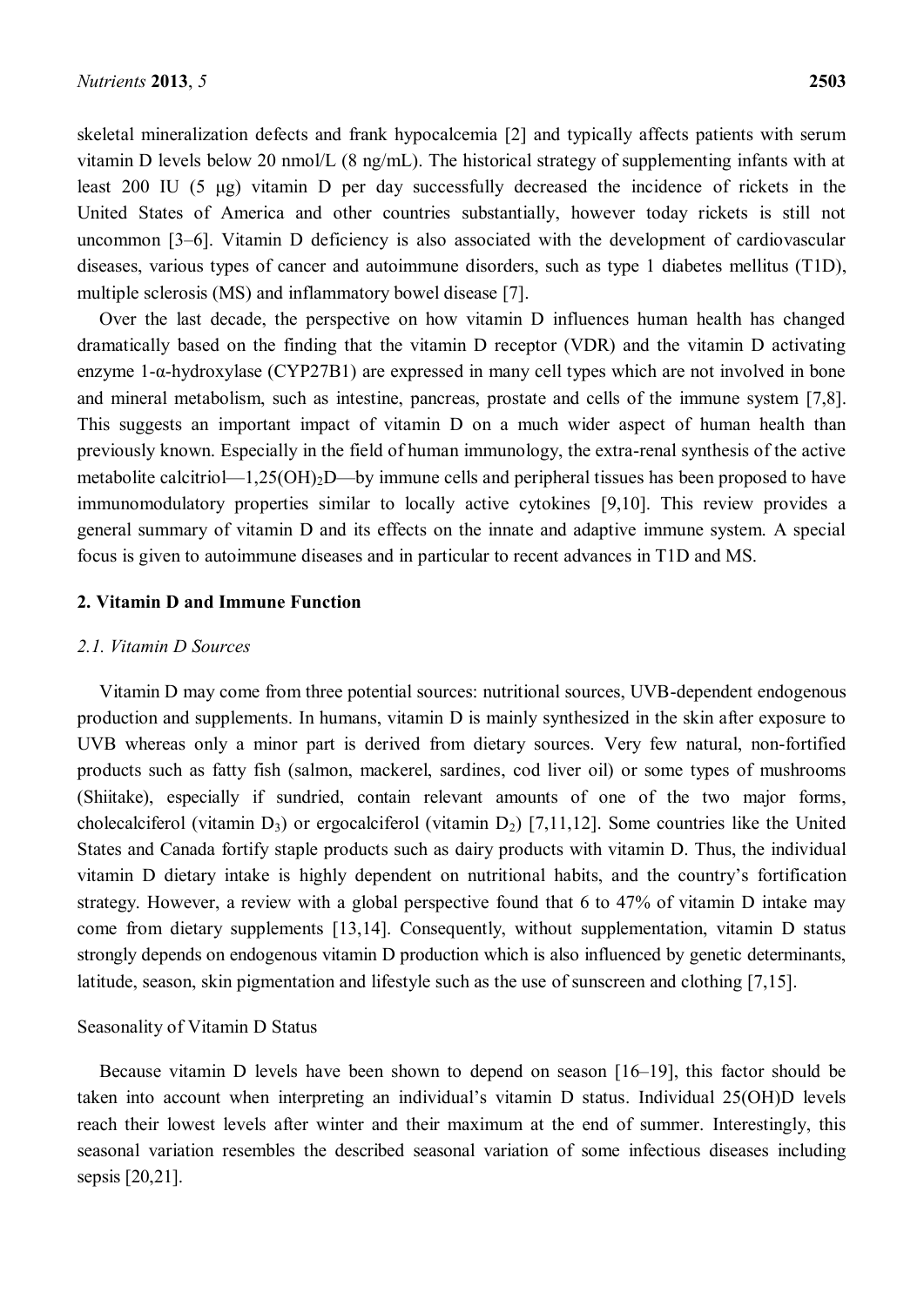skeletal mineralization defects and frank hypocalcemia [2] and typically affects patients with serum vitamin D levels below 20 nmol/L (8 ng/mL). The historical strategy of supplementing infants with at least 200 IU (5 μg) vitamin D per day successfully decreased the incidence of rickets in the United States of America and other countries substantially, however today rickets is still not uncommon [3–6]. Vitamin D deficiency is also associated with the development of cardiovascular diseases, various types of cancer and autoimmune disorders, such as type 1 diabetes mellitus (T1D), multiple sclerosis (MS) and inflammatory bowel disease [7].

Over the last decade, the perspective on how vitamin D influences human health has changed dramatically based on the finding that the vitamin D receptor (VDR) and the vitamin D activating enzyme 1-α-hydroxylase (CYP27B1) are expressed in many cell types which are not involved in bone and mineral metabolism, such as intestine, pancreas, prostate and cells of the immune system [7,8]. This suggests an important impact of vitamin D on a much wider aspect of human health than previously known. Especially in the field of human immunology, the extra-renal synthesis of the active metabolite calcitriol—$1,25(OH)_2D$—by immune cells and peripheral tissues has been proposed to have immunomodulatory properties similar to locally active cytokines [9,10]. This review provides a general summary of vitamin D and its effects on the innate and adaptive immune system. A special focus is given to autoimmune diseases and in particular to recent advances in T1D and MS.

## 2. Vitamin D and Immune Function

### *2.1. Vitamin D Sources*

Vitamin D may come from three potential sources: nutritional sources, UVB-dependent endogenous production and supplements. In humans, vitamin D is mainly synthesized in the skin after exposure to UVB whereas only a minor part is derived from dietary sources. Very few natural, non-fortified products such as fatty fish (salmon, mackerel, sardines, cod liver oil) or some types of mushrooms (Shiitake), especially if sundried, contain relevant amounts of one of the two major forms, cholecalciferol (vitamin $D_3$) or ergocalciferol (vitamin $D_2$) [7,11,12]. Some countries like the United States and Canada fortify staple products such as dairy products with vitamin D. Thus, the individual vitamin D dietary intake is highly dependent on nutritional habits, and the country's fortification strategy. However, a review with a global perspective found that 6 to 47% of vitamin D intake may come from dietary supplements [13,14]. Consequently, without supplementation, vitamin D status strongly depends on endogenous vitamin D production which is also influenced by genetic determinants, latitude, season, skin pigmentation and lifestyle such as the use of sunscreen and clothing [7,15].

#### Seasonality of Vitamin D Status

Because vitamin D levels have been shown to depend on season [16–19], this factor should be taken into account when interpreting an individual's vitamin D status. Individual 25(OH)D levels reach their lowest levels after winter and their maximum at the end of summer. Interestingly, this seasonal variation resembles the described seasonal variation of some infectious diseases including sepsis [20,21].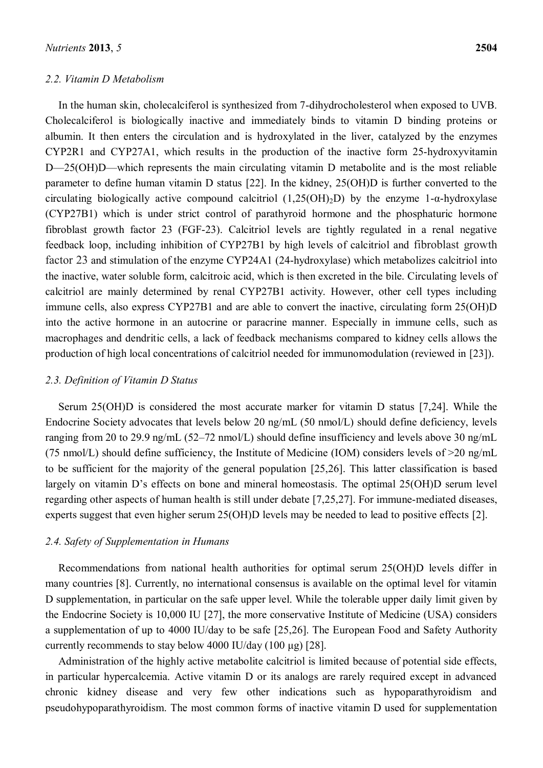### 2.2. Vitamin D Metabolism

In the human skin, cholecalciferol is synthesized from 7-dihydrocholesterol when exposed to UVB. Cholecalciferol is biologically inactive and immediately binds to vitamin D binding proteins or albumin. It then enters the circulation and is hydroxylated in the liver, catalyzed by the enzymes CYP2R1 and CYP27A1, which results in the production of the inactive form 25-hydroxyvitamin D—25(OH)D—which represents the main circulating vitamin D metabolite and is the most reliable parameter to define human vitamin D status [22]. In the kidney, 25(OH)D is further converted to the circulating biologically active compound calcitriol (1,25(OH)$_2$D) by the enzyme 1-α-hydroxylase (CYP27B1) which is under strict control of parathyroid hormone and the phosphaturic hormone fibroblast growth factor 23 (FGF-23). Calcitriol levels are tightly regulated in a renal negative feedback loop, including inhibition of CYP27B1 by high levels of calcitriol and fibroblast growth factor 23 and stimulation of the enzyme CYP24A1 (24-hydroxylase) which metabolizes calcitriol into the inactive, water soluble form, calcitroic acid, which is then excreted in the bile. Circulating levels of calcitriol are mainly determined by renal CYP27B1 activity. However, other cell types including immune cells, also express CYP27B1 and are able to convert the inactive, circulating form 25(OH)D into the active hormone in an autocrine or paracrine manner. Especially in immune cells, such as macrophages and dendritic cells, a lack of feedback mechanisms compared to kidney cells allows the production of high local concentrations of calcitriol needed for immunomodulation (reviewed in [23]).

### 2.3. Definition of Vitamin D Status

Serum 25(OH)D is considered the most accurate marker for vitamin D status [7,24]. While the Endocrine Society advocates that levels below 20 ng/mL (50 nmol/L) should define deficiency, levels ranging from 20 to 29.9 ng/mL (52–72 nmol/L) should define insufficiency and levels above 30 ng/mL (75 nmol/L) should define sufficiency, the Institute of Medicine (IOM) considers levels of >20 ng/mL to be sufficient for the majority of the general population [25,26]. This latter classification is based largely on vitamin D's effects on bone and mineral homeostasis. The optimal 25(OH)D serum level regarding other aspects of human health is still under debate [7,25,27]. For immune-mediated diseases, experts suggest that even higher serum 25(OH)D levels may be needed to lead to positive effects [2].

### 2.4. Safety of Supplementation in Humans

Recommendations from national health authorities for optimal serum 25(OH)D levels differ in many countries [8]. Currently, no international consensus is available on the optimal level for vitamin D supplementation, in particular on the safe upper level. While the tolerable upper daily limit given by the Endocrine Society is 10,000 IU [27], the more conservative Institute of Medicine (USA) considers a supplementation of up to 4000 IU/day to be safe [25,26]. The European Food and Safety Authority currently recommends to stay below 4000 IU/day (100 μg) [28].

Administration of the highly active metabolite calcitriol is limited because of potential side effects, in particular hypercalcemia. Active vitamin D or its analogs are rarely required except in advanced chronic kidney disease and very few other indications such as hypoparathyroidism and pseudohypoparathyroidism. The most common forms of inactive vitamin D used for supplementation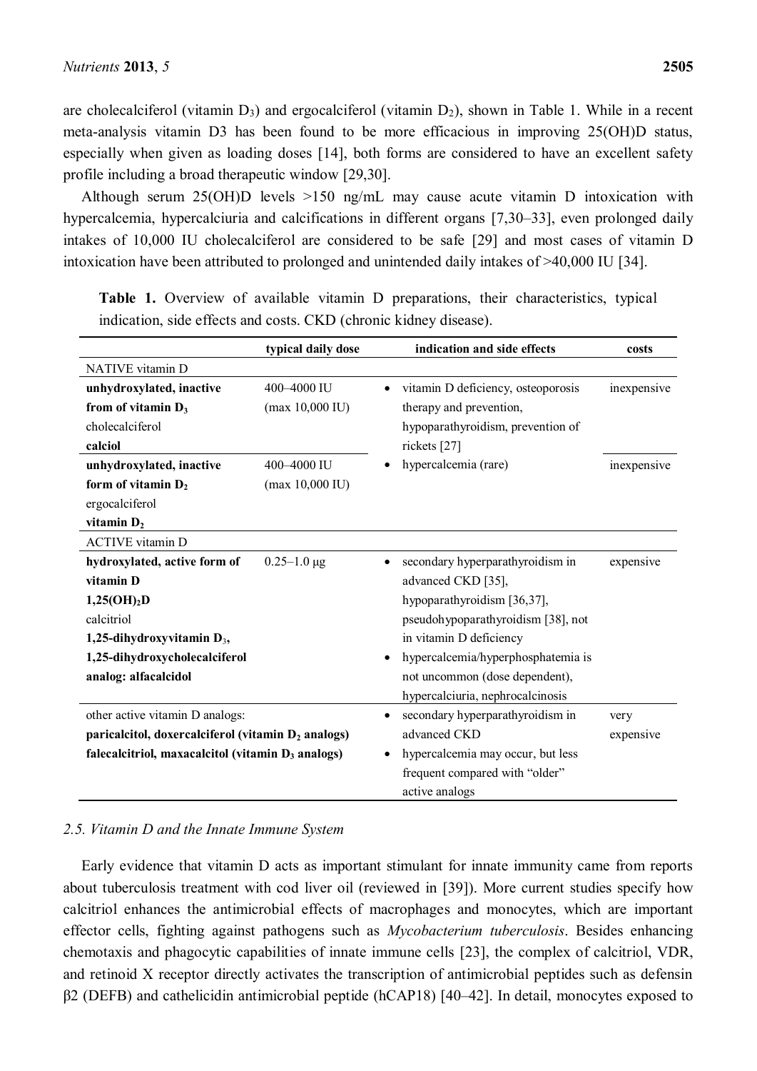are cholecalciferol (vitamin $D_3$) and ergocalciferol (vitamin $D_2$), shown in Table 1. While in a recent meta-analysis vitamin D3 has been found to be more efficacious in improving 25(OH)D status, especially when given as loading doses [14], both forms are considered to have an excellent safety profile including a broad therapeutic window [29,30].

Although serum 25(OH)D levels >150 ng/mL may cause acute vitamin D intoxication with hypercalcemia, hypercalciuria and calcifications in different organs [7,30–33], even prolonged daily intakes of 10,000 IU cholecalciferol are considered to be safe [29] and most cases of vitamin D intoxication have been attributed to prolonged and unintended daily intakes of >40,000 IU [34].

**Table 1.** Overview of available vitamin D preparations, their characteristics, typical indication, side effects and costs. CKD (chronic kidney disease).

| | typical daily dose | indication and side effects | costs |
|---|---|---|---|
| NATIVE vitamin D | | | |
| **unhydroxylated, inactive from of vitamin $D_3$** cholecalciferol **calciol** | 400–4000 IU (max 10,000 IU) | • vitamin D deficiency, osteoporosis therapy and prevention, hypoparathyroidism, prevention of rickets [27] • hypercalcemia (rare) | inexpensive |
| **unhydroxylated, inactive form of vitamin $D_2$** ergocalciferol **vitamin $D_2$** | 400–4000 IU (max 10,000 IU) | | inexpensive |
| ACTIVE vitamin D | | | |
| **hydroxylated, active form of vitamin D** **$1,25(OH)_2D$** calcitriol **1,25-dihydroxyvitamin $D_3$, 1,25-dihydroxycholecalciferol** **analog: alfacalcidol** | 0.25–1.0 μg | • secondary hyperparathyroidism in advanced CKD [35], hypoparathyroidism [36,37], pseudohypoparathyroidism [38], not in vitamin D deficiency • hypercalcemia/hyperphosphatemia is not uncommon (dose dependent), hypercalciuria, nephrocalcinosis | expensive |
| other active vitamin D analogs: **paricalcitol, doxercalciferol (vitamin $D_2$ analogs)** **falecalcitriol, maxacalcitol (vitamin $D_3$ analogs)** | | • secondary hyperparathyroidism in advanced CKD • hypercalcemia may occur, but less frequent compared with "older" active analogs | very expensive |

### 2.5. Vitamin D and the Innate Immune System

Early evidence that vitamin D acts as important stimulant for innate immunity came from reports about tuberculosis treatment with cod liver oil (reviewed in [39]). More current studies specify how calcitriol enhances the antimicrobial effects of macrophages and monocytes, which are important effector cells, fighting against pathogens such as *Mycobacterium tuberculosis*. Besides enhancing chemotaxis and phagocytic capabilities of innate immune cells [23], the complex of calcitriol, VDR, and retinoid X receptor directly activates the transcription of antimicrobial peptides such as defensin β2 (DEFB) and cathelicidin antimicrobial peptide (hCAP18) [40–42]. In detail, monocytes exposed to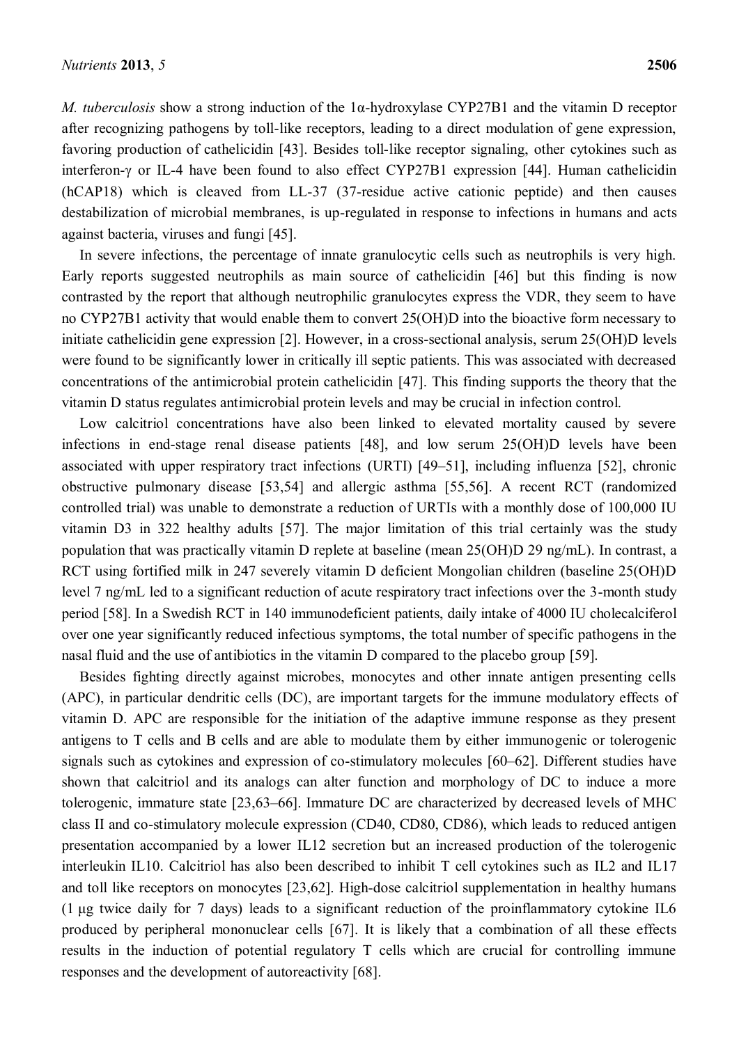*M. tuberculosis* show a strong induction of the 1α-hydroxylase CYP27B1 and the vitamin D receptor after recognizing pathogens by toll-like receptors, leading to a direct modulation of gene expression, favoring production of cathelicidin [43]. Besides toll-like receptor signaling, other cytokines such as interferon-γ or IL-4 have been found to also effect CYP27B1 expression [44]. Human cathelicidin (hCAP18) which is cleaved from LL-37 (37-residue active cationic peptide) and then causes destabilization of microbial membranes, is up-regulated in response to infections in humans and acts against bacteria, viruses and fungi [45].

In severe infections, the percentage of innate granulocytic cells such as neutrophils is very high. Early reports suggested neutrophils as main source of cathelicidin [46] but this finding is now contrasted by the report that although neutrophilic granulocytes express the VDR, they seem to have no CYP27B1 activity that would enable them to convert 25(OH)D into the bioactive form necessary to initiate cathelicidin gene expression [2]. However, in a cross-sectional analysis, serum 25(OH)D levels were found to be significantly lower in critically ill septic patients. This was associated with decreased concentrations of the antimicrobial protein cathelicidin [47]. This finding supports the theory that the vitamin D status regulates antimicrobial protein levels and may be crucial in infection control.

Low calcitriol concentrations have also been linked to elevated mortality caused by severe infections in end-stage renal disease patients [48], and low serum 25(OH)D levels have been associated with upper respiratory tract infections (URTI) [49–51], including influenza [52], chronic obstructive pulmonary disease [53,54] and allergic asthma [55,56]. A recent RCT (randomized controlled trial) was unable to demonstrate a reduction of URTIs with a monthly dose of 100,000 IU vitamin D3 in 322 healthy adults [57]. The major limitation of this trial certainly was the study population that was practically vitamin D replete at baseline (mean 25(OH)D 29 ng/mL). In contrast, a RCT using fortified milk in 247 severely vitamin D deficient Mongolian children (baseline 25(OH)D level 7 ng/mL led to a significant reduction of acute respiratory tract infections over the 3-month study period [58]. In a Swedish RCT in 140 immunodeficient patients, daily intake of 4000 IU cholecalciferol over one year significantly reduced infectious symptoms, the total number of specific pathogens in the nasal fluid and the use of antibiotics in the vitamin D compared to the placebo group [59].

Besides fighting directly against microbes, monocytes and other innate antigen presenting cells (APC), in particular dendritic cells (DC), are important targets for the immune modulatory effects of vitamin D. APC are responsible for the initiation of the adaptive immune response as they present antigens to T cells and B cells and are able to modulate them by either immunogenic or tolerogenic signals such as cytokines and expression of co-stimulatory molecules [60–62]. Different studies have shown that calcitriol and its analogs can alter function and morphology of DC to induce a more tolerogenic, immature state [23,63–66]. Immature DC are characterized by decreased levels of MHC class II and co-stimulatory molecule expression (CD40, CD80, CD86), which leads to reduced antigen presentation accompanied by a lower IL12 secretion but an increased production of the tolerogenic interleukin IL10. Calcitriol has also been described to inhibit T cell cytokines such as IL2 and IL17 and toll like receptors on monocytes [23,62]. High-dose calcitriol supplementation in healthy humans (1 µg twice daily for 7 days) leads to a significant reduction of the proinflammatory cytokine IL6 produced by peripheral mononuclear cells [67]. It is likely that a combination of all these effects results in the induction of potential regulatory T cells which are crucial for controlling immune responses and the development of autoreactivity [68].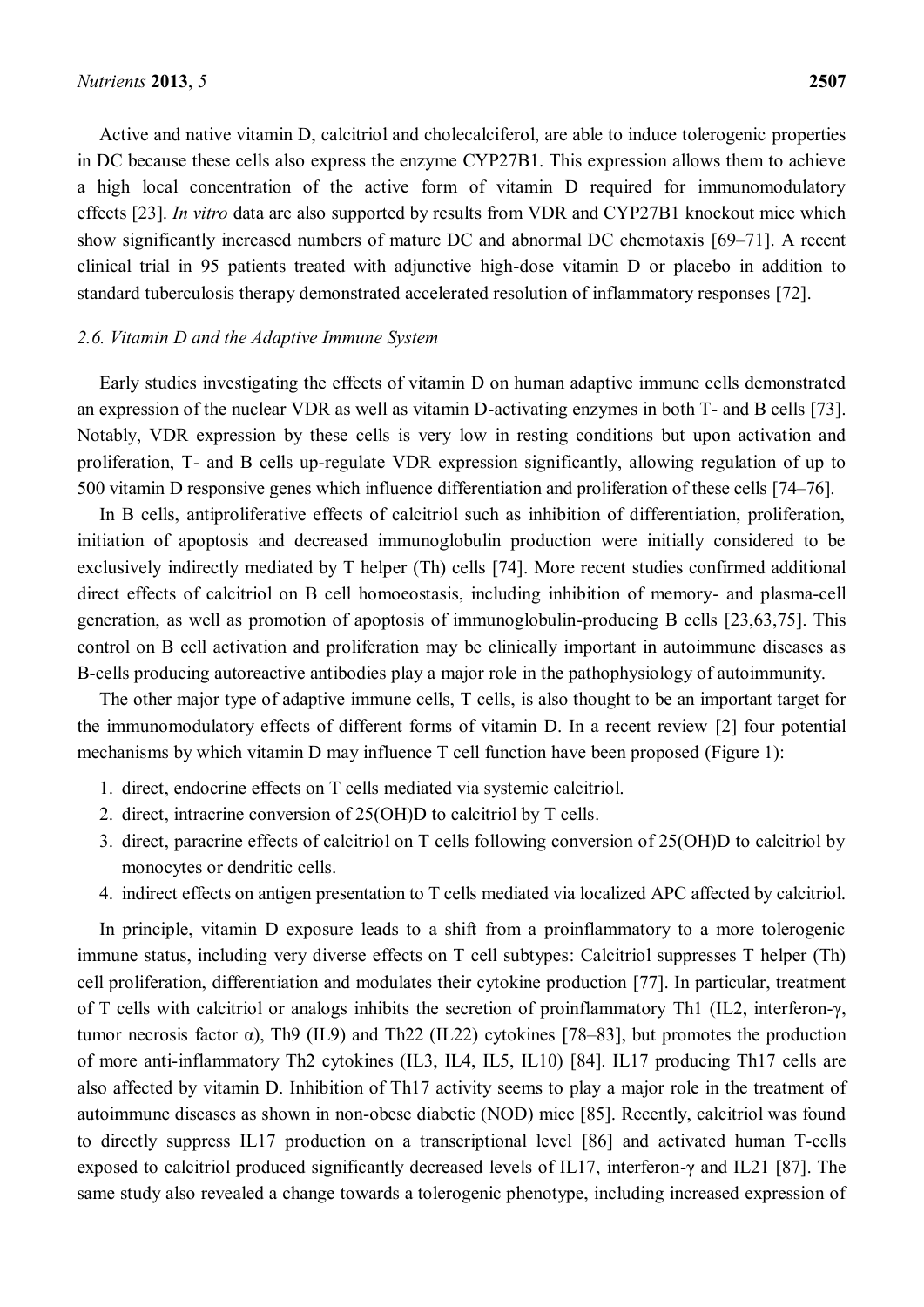Active and native vitamin D, calcitriol and cholecalciferol, are able to induce tolerogenic properties in DC because these cells also express the enzyme CYP27B1. This expression allows them to achieve a high local concentration of the active form of vitamin D required for immunomodulatory effects [23]. *In vitro* data are also supported by results from VDR and CYP27B1 knockout mice which show significantly increased numbers of mature DC and abnormal DC chemotaxis [69–71]. A recent clinical trial in 95 patients treated with adjunctive high-dose vitamin D or placebo in addition to standard tuberculosis therapy demonstrated accelerated resolution of inflammatory responses [72].

### *2.6. Vitamin D and the Adaptive Immune System*

Early studies investigating the effects of vitamin D on human adaptive immune cells demonstrated an expression of the nuclear VDR as well as vitamin D-activating enzymes in both T- and B cells [73]. Notably, VDR expression by these cells is very low in resting conditions but upon activation and proliferation, T- and B cells up-regulate VDR expression significantly, allowing regulation of up to 500 vitamin D responsive genes which influence differentiation and proliferation of these cells [74–76].

In B cells, antiproliferative effects of calcitriol such as inhibition of differentiation, proliferation, initiation of apoptosis and decreased immunoglobulin production were initially considered to be exclusively indirectly mediated by T helper (Th) cells [74]. More recent studies confirmed additional direct effects of calcitriol on B cell homoeostasis, including inhibition of memory- and plasma-cell generation, as well as promotion of apoptosis of immunoglobulin-producing B cells [23,63,75]. This control on B cell activation and proliferation may be clinically important in autoimmune diseases as B-cells producing autoreactive antibodies play a major role in the pathophysiology of autoimmunity.

The other major type of adaptive immune cells, T cells, is also thought to be an important target for the immunomodulatory effects of different forms of vitamin D. In a recent review [2] four potential mechanisms by which vitamin D may influence T cell function have been proposed (Figure 1):

1. direct, endocrine effects on T cells mediated via systemic calcitriol.
2. direct, intracrine conversion of 25(OH)D to calcitriol by T cells.
3. direct, paracrine effects of calcitriol on T cells following conversion of 25(OH)D to calcitriol by monocytes or dendritic cells.
4. indirect effects on antigen presentation to T cells mediated via localized APC affected by calcitriol.

In principle, vitamin D exposure leads to a shift from a proinflammatory to a more tolerogenic immune status, including very diverse effects on T cell subtypes: Calcitriol suppresses T helper (Th) cell proliferation, differentiation and modulates their cytokine production [77]. In particular, treatment of T cells with calcitriol or analogs inhibits the secretion of proinflammatory Th1 (IL2, interferon-γ, tumor necrosis factor α), Th9 (IL9) and Th22 (IL22) cytokines [78–83], but promotes the production of more anti-inflammatory Th2 cytokines (IL3, IL4, IL5, IL10) [84]. IL17 producing Th17 cells are also affected by vitamin D. Inhibition of Th17 activity seems to play a major role in the treatment of autoimmune diseases as shown in non-obese diabetic (NOD) mice [85]. Recently, calcitriol was found to directly suppress IL17 production on a transcriptional level [86] and activated human T-cells exposed to calcitriol produced significantly decreased levels of IL17, interferon-γ and IL21 [87]. The same study also revealed a change towards a tolerogenic phenotype, including increased expression of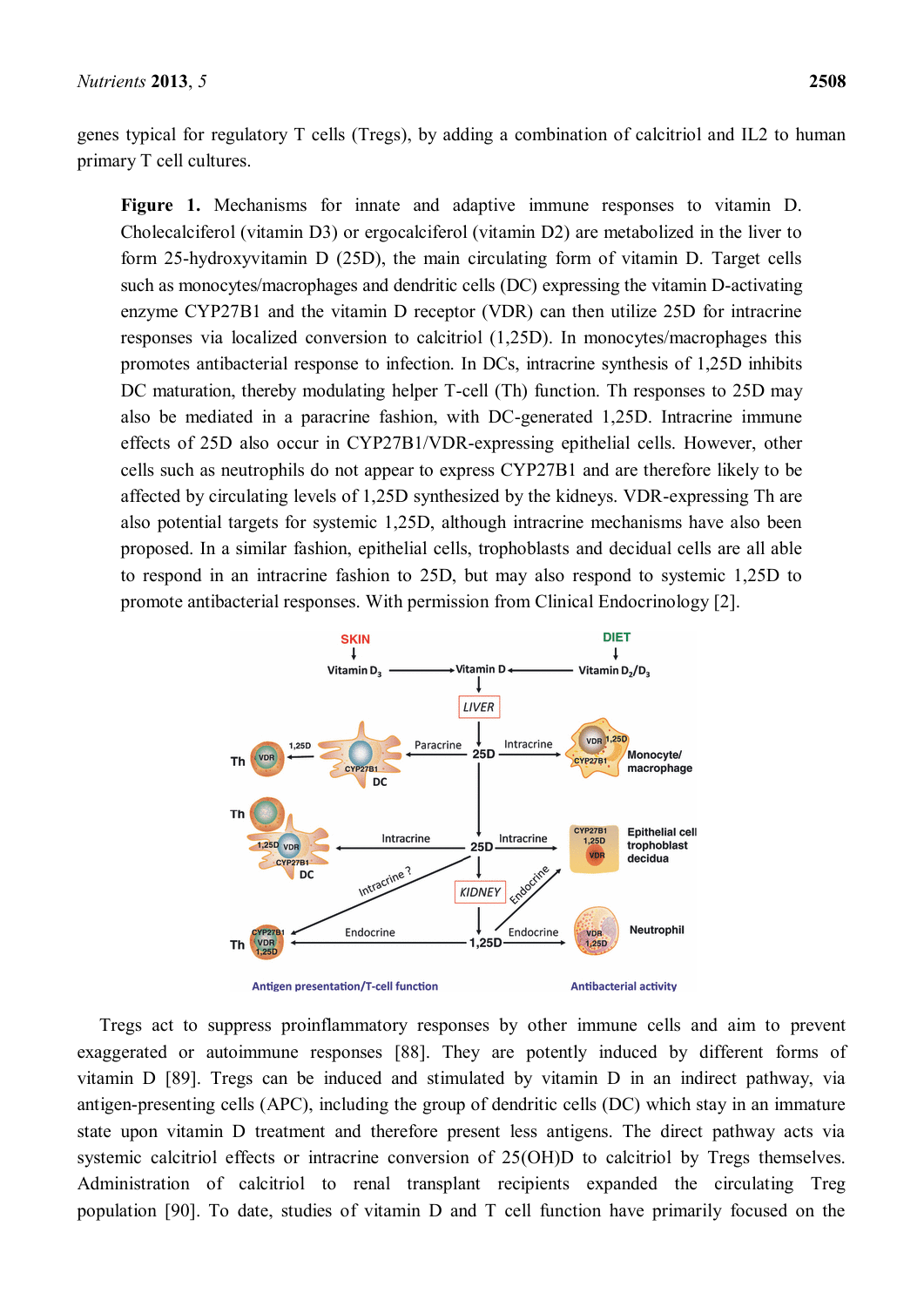genes typical for regulatory T cells (Tregs), by adding a combination of calcitriol and IL2 to human primary T cell cultures.

**Figure 1.** Mechanisms for innate and adaptive immune responses to vitamin D. Cholecalciferol (vitamin D3) or ergocalciferol (vitamin D2) are metabolized in the liver to form 25-hydroxyvitamin D (25D), the main circulating form of vitamin D. Target cells such as monocytes/macrophages and dendritic cells (DC) expressing the vitamin D-activating enzyme CYP27B1 and the vitamin D receptor (VDR) can then utilize 25D for intracrine responses via localized conversion to calcitriol (1,25D). In monocytes/macrophages this promotes antibacterial response to infection. In DCs, intracrine synthesis of 1,25D inhibits DC maturation, thereby modulating helper T-cell (Th) function. Th responses to 25D may also be mediated in a paracrine fashion, with DC-generated 1,25D. Intracrine immune effects of 25D also occur in CYP27B1/VDR-expressing epithelial cells. However, other cells such as neutrophils do not appear to express CYP27B1 and are therefore likely to be affected by circulating levels of 1,25D synthesized by the kidneys. VDR-expressing Th are also potential targets for systemic 1,25D, although intracrine mechanisms have also been proposed. In a similar fashion, epithelial cells, trophoblasts and decidual cells are all able to respond in an intracrine fashion to 25D, but may also respond to systemic 1,25D to promote antibacterial responses. With permission from Clinical Endocrinology [2].

Tregs act to suppress proinflammatory responses by other immune cells and aim to prevent exaggerated or autoimmune responses [88]. They are potently induced by different forms of vitamin D [89]. Tregs can be induced and stimulated by vitamin D in an indirect pathway, via antigen-presenting cells (APC), including the group of dendritic cells (DC) which stay in an immature state upon vitamin D treatment and therefore present less antigens. The direct pathway acts via systemic calcitriol effects or intracrine conversion of 25(OH)D to calcitriol by Tregs themselves. Administration of calcitriol to renal transplant recipients expanded the circulating Treg population [90]. To date, studies of vitamin D and T cell function have primarily focused on the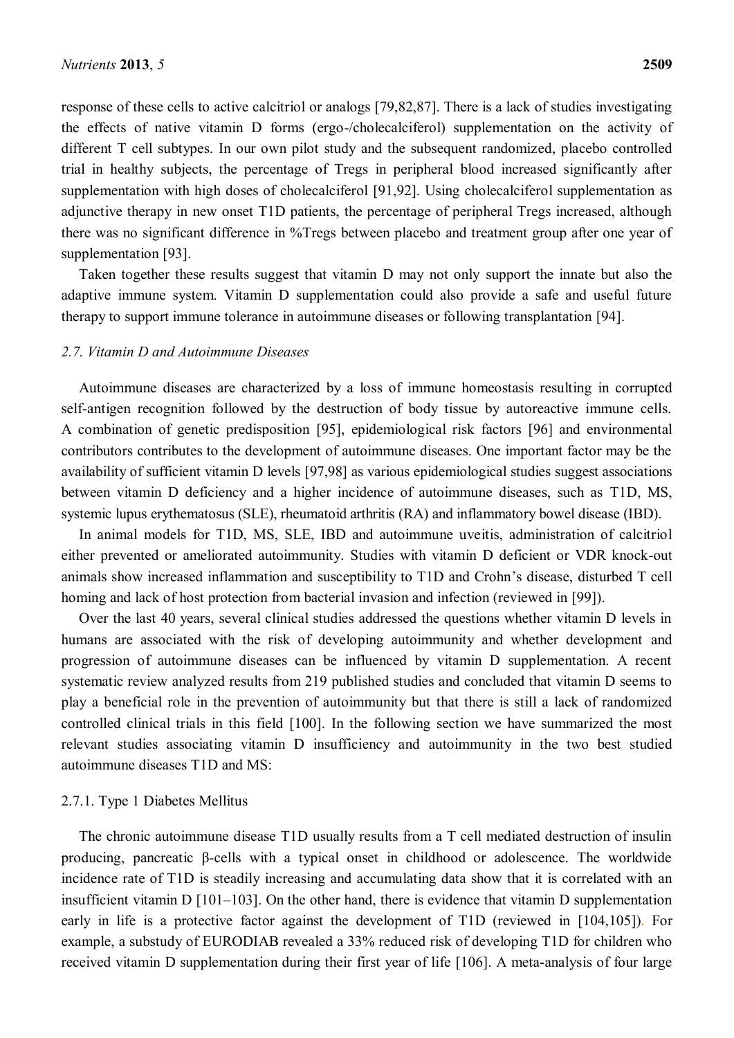response of these cells to active calcitriol or analogs [79,82,87]. There is a lack of studies investigating the effects of native vitamin D forms (ergo-/cholecalciferol) supplementation on the activity of different T cell subtypes. In our own pilot study and the subsequent randomized, placebo controlled trial in healthy subjects, the percentage of Tregs in peripheral blood increased significantly after supplementation with high doses of cholecalciferol [91,92]. Using cholecalciferol supplementation as adjunctive therapy in new onset T1D patients, the percentage of peripheral Tregs increased, although there was no significant difference in %Tregs between placebo and treatment group after one year of supplementation [93].

Taken together these results suggest that vitamin D may not only support the innate but also the adaptive immune system. Vitamin D supplementation could also provide a safe and useful future therapy to support immune tolerance in autoimmune diseases or following transplantation [94].

### *2.7. Vitamin D and Autoimmune Diseases*

Autoimmune diseases are characterized by a loss of immune homeostasis resulting in corrupted self-antigen recognition followed by the destruction of body tissue by autoreactive immune cells. A combination of genetic predisposition [95], epidemiological risk factors [96] and environmental contributors contributes to the development of autoimmune diseases. One important factor may be the availability of sufficient vitamin D levels [97,98] as various epidemiological studies suggest associations between vitamin D deficiency and a higher incidence of autoimmune diseases, such as T1D, MS, systemic lupus erythematosus (SLE), rheumatoid arthritis (RA) and inflammatory bowel disease (IBD).

In animal models for T1D, MS, SLE, IBD and autoimmune uveitis, administration of calcitriol either prevented or ameliorated autoimmunity. Studies with vitamin D deficient or VDR knock-out animals show increased inflammation and susceptibility to T1D and Crohn's disease, disturbed T cell homing and lack of host protection from bacterial invasion and infection (reviewed in [99]).

Over the last 40 years, several clinical studies addressed the questions whether vitamin D levels in humans are associated with the risk of developing autoimmunity and whether development and progression of autoimmune diseases can be influenced by vitamin D supplementation. A recent systematic review analyzed results from 219 published studies and concluded that vitamin D seems to play a beneficial role in the prevention of autoimmunity but that there is still a lack of randomized controlled clinical trials in this field [100]. In the following section we have summarized the most relevant studies associating vitamin D insufficiency and autoimmunity in the two best studied autoimmune diseases T1D and MS:

#### 2.7.1. Type 1 Diabetes Mellitus

The chronic autoimmune disease T1D usually results from a T cell mediated destruction of insulin producing, pancreatic β-cells with a typical onset in childhood or adolescence. The worldwide incidence rate of T1D is steadily increasing and accumulating data show that it is correlated with an insufficient vitamin D [101–103]. On the other hand, there is evidence that vitamin D supplementation early in life is a protective factor against the development of T1D (reviewed in [104,105]). For example, a substudy of EURODIAB revealed a 33% reduced risk of developing T1D for children who received vitamin D supplementation during their first year of life [106]. A meta-analysis of four large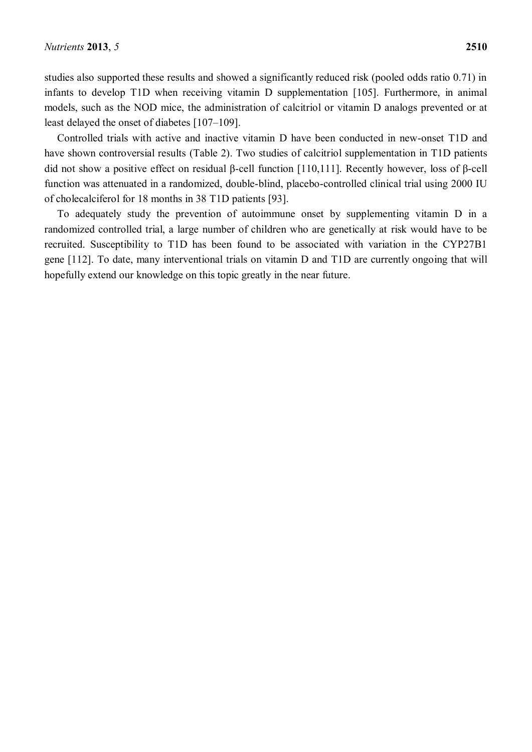studies also supported these results and showed a significantly reduced risk (pooled odds ratio 0.71) in infants to develop T1D when receiving vitamin D supplementation [105]. Furthermore, in animal models, such as the NOD mice, the administration of calcitriol or vitamin D analogs prevented or at least delayed the onset of diabetes [107–109].

Controlled trials with active and inactive vitamin D have been conducted in new-onset T1D and have shown controversial results (Table 2). Two studies of calcitriol supplementation in T1D patients did not show a positive effect on residual β-cell function [110,111]. Recently however, loss of β-cell function was attenuated in a randomized, double-blind, placebo-controlled clinical trial using 2000 IU of cholecalciferol for 18 months in 38 T1D patients [93].

To adequately study the prevention of autoimmune onset by supplementing vitamin D in a randomized controlled trial, a large number of children who are genetically at risk would have to be recruited. Susceptibility to T1D has been found to be associated with variation in the CYP27B1 gene [112]. To date, many interventional trials on vitamin D and T1D are currently ongoing that will hopefully extend our knowledge on this topic greatly in the near future.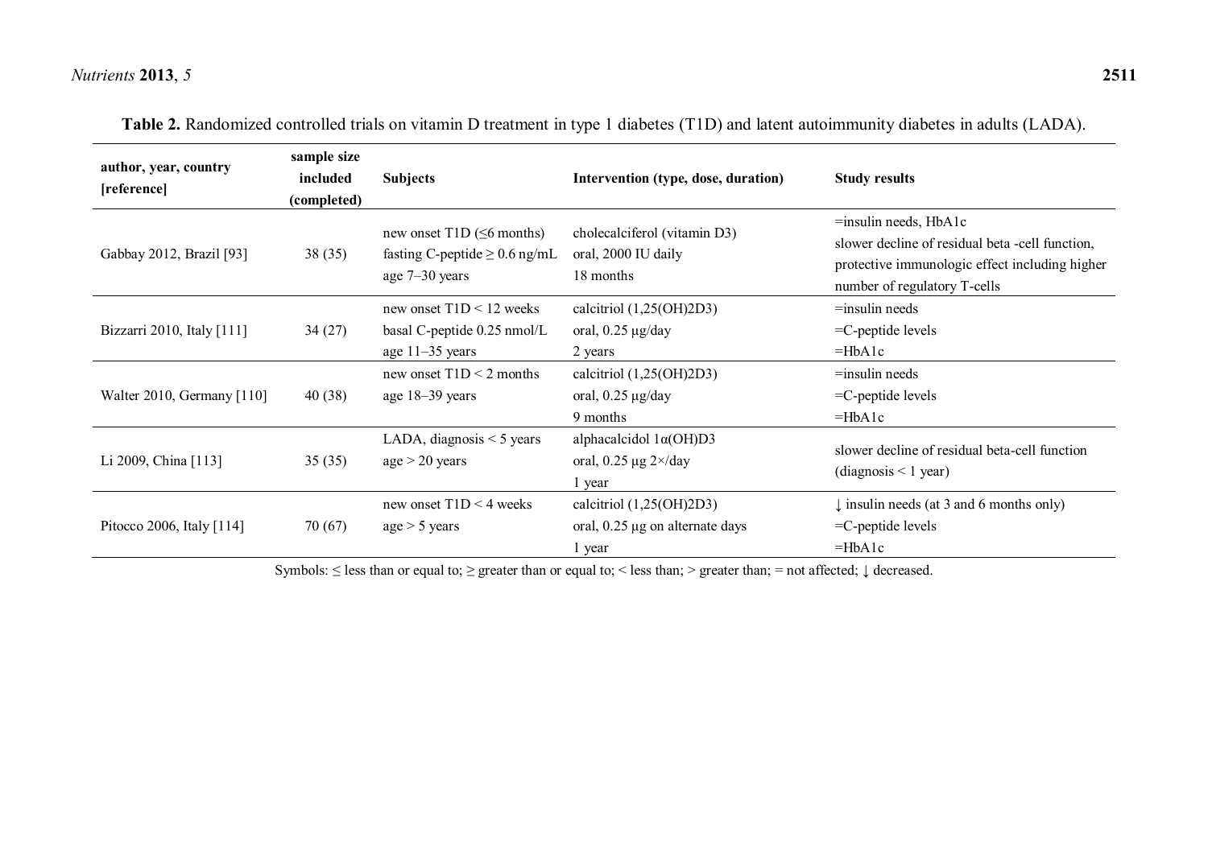**Table 2.** Randomized controlled trials on vitamin D treatment in type 1 diabetes (T1D) and latent autoimmunity diabetes in adults (LADA).

| author, year, country [reference] | sample size included (completed) | Subjects | Intervention (type, dose, duration) | Study results |
|---|---|---|---|---|
| Gabbay 2012, Brazil [93] | 38 (35) | new onset T1D (≤6 months)<br>fasting C-peptide ≥ 0.6 ng/mL<br>age 7–30 years | cholecalciferol (vitamin D3)<br>oral, 2000 IU daily<br>18 months | =insulin needs, HbA1c<br>slower decline of residual beta -cell function, protective immunologic effect including higher number of regulatory T-cells |
| Bizzarri 2010, Italy [111] | 34 (27) | new onset T1D < 12 weeks<br>basal C-peptide 0.25 nmol/L<br>age 11–35 years | calcitriol (1,25(OH)2D3)<br>oral, 0.25 µg/day<br>2 years | =insulin needs<br>=C-peptide levels<br>=HbA1c |
| Walter 2010, Germany [110] | 40 (38) | new onset T1D < 2 months<br>age 18–39 years | calcitriol (1,25(OH)2D3)<br>oral, 0.25 µg/day<br>9 months | =insulin needs<br>=C-peptide levels<br>=HbA1c |
| Li 2009, China [113] | 35 (35) | LADA, diagnosis < 5 years<br>age > 20 years | alphacalcidol 1α(OH)D3<br>oral, 0.25 µg 2×/day<br>1 year | slower decline of residual beta-cell function (diagnosis < 1 year) |
| Pitocco 2006, Italy [114] | 70 (67) | new onset T1D < 4 weeks<br>age > 5 years | calcitriol (1,25(OH)2D3)<br>oral, 0.25 µg on alternate days<br>1 year | ↓ insulin needs (at 3 and 6 months only)<br>=C-peptide levels<br>=HbA1c |

Symbols: ≤ less than or equal to; ≥ greater than or equal to; < less than; > greater than; = not affected; ↓ decreased.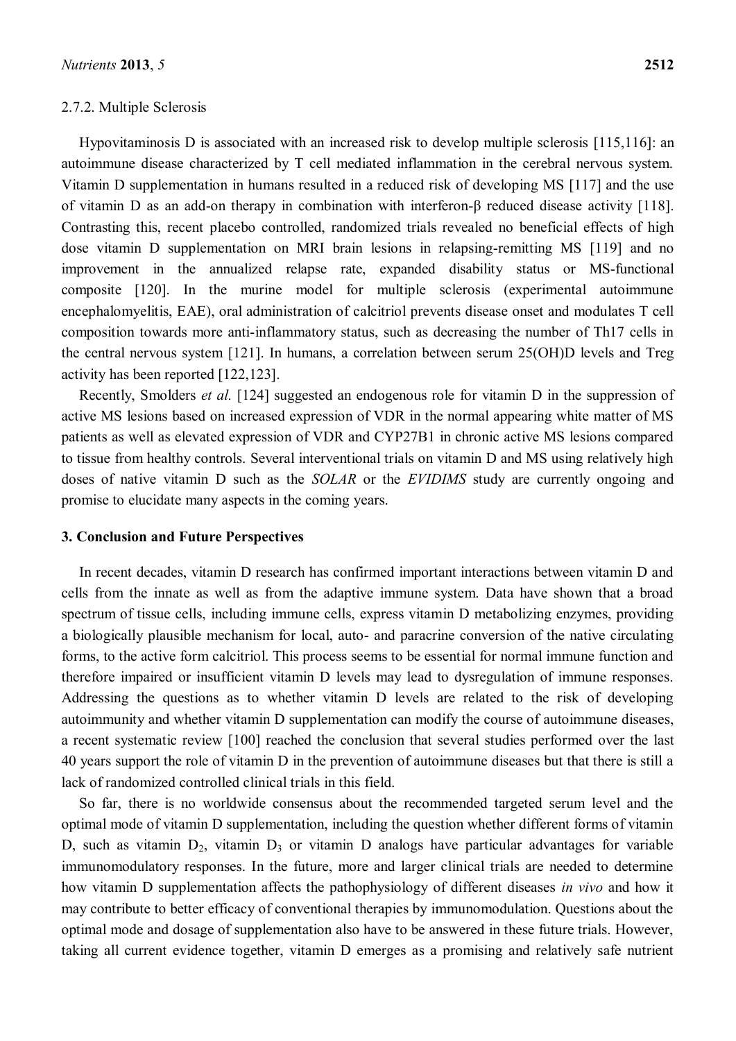#### 2.7.2. Multiple Sclerosis

Hypovitaminosis D is associated with an increased risk to develop multiple sclerosis [115,116]: an autoimmune disease characterized by T cell mediated inflammation in the cerebral nervous system. Vitamin D supplementation in humans resulted in a reduced risk of developing MS [117] and the use of vitamin D as an add-on therapy in combination with interferon-β reduced disease activity [118]. Contrasting this, recent placebo controlled, randomized trials revealed no beneficial effects of high dose vitamin D supplementation on MRI brain lesions in relapsing-remitting MS [119] and no improvement in the annualized relapse rate, expanded disability status or MS-functional composite [120]. In the murine model for multiple sclerosis (experimental autoimmune encephalomyelitis, EAE), oral administration of calcitriol prevents disease onset and modulates T cell composition towards more anti-inflammatory status, such as decreasing the number of Th17 cells in the central nervous system [121]. In humans, a correlation between serum 25(OH)D levels and Treg activity has been reported [122,123].

Recently, Smolders *et al.* [124] suggested an endogenous role for vitamin D in the suppression of active MS lesions based on increased expression of VDR in the normal appearing white matter of MS patients as well as elevated expression of VDR and CYP27B1 in chronic active MS lesions compared to tissue from healthy controls. Several interventional trials on vitamin D and MS using relatively high doses of native vitamin D such as the *SOLAR* or the *EVIDIMS* study are currently ongoing and promise to elucidate many aspects in the coming years.

## 3. Conclusion and Future Perspectives

In recent decades, vitamin D research has confirmed important interactions between vitamin D and cells from the innate as well as from the adaptive immune system. Data have shown that a broad spectrum of tissue cells, including immune cells, express vitamin D metabolizing enzymes, providing a biologically plausible mechanism for local, auto- and paracrine conversion of the native circulating forms, to the active form calcitriol. This process seems to be essential for normal immune function and therefore impaired or insufficient vitamin D levels may lead to dysregulation of immune responses. Addressing the questions as to whether vitamin D levels are related to the risk of developing autoimmunity and whether vitamin D supplementation can modify the course of autoimmune diseases, a recent systematic review [100] reached the conclusion that several studies performed over the last 40 years support the role of vitamin D in the prevention of autoimmune diseases but that there is still a lack of randomized controlled clinical trials in this field.

So far, there is no worldwide consensus about the recommended targeted serum level and the optimal mode of vitamin D supplementation, including the question whether different forms of vitamin D, such as vitamin $D_2$, vitamin $D_3$ or vitamin D analogs have particular advantages for variable immunomodulatory responses. In the future, more and larger clinical trials are needed to determine how vitamin D supplementation affects the pathophysiology of different diseases *in vivo* and how it may contribute to better efficacy of conventional therapies by immunomodulation. Questions about the optimal mode and dosage of supplementation also have to be answered in these future trials. However, taking all current evidence together, vitamin D emerges as a promising and relatively safe nutrient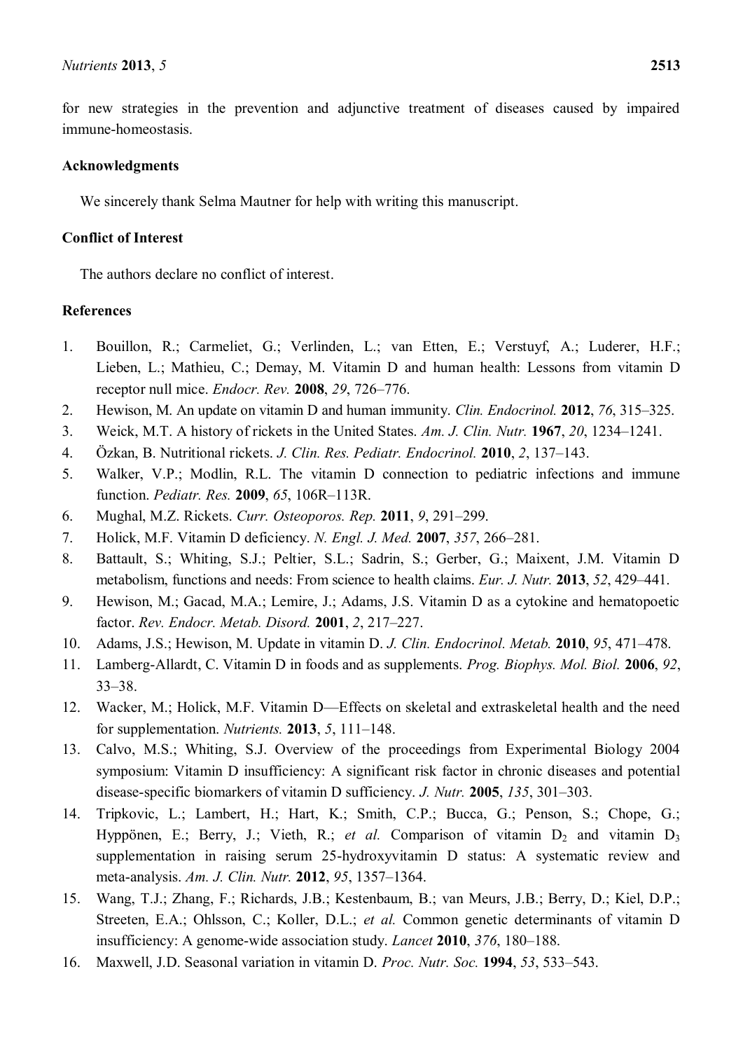for new strategies in the prevention and adjunctive treatment of diseases caused by impaired immune-homeostasis.

## Acknowledgments

We sincerely thank Selma Mautner for help with writing this manuscript.

## Conflict of Interest

The authors declare no conflict of interest.

## References

1. Bouillon, R.; Carmeliet, G.; Verlinden, L.; van Etten, E.; Verstuyf, A.; Luderer, H.F.; Lieben, L.; Mathieu, C.; Demay, M. Vitamin D and human health: Lessons from vitamin D receptor null mice. *Endocr. Rev.* **2008**, *29*, 726–776.
2. Hewison, M. An update on vitamin D and human immunity. *Clin. Endocrinol.* **2012**, *76*, 315–325.
3. Weick, M.T. A history of rickets in the United States. *Am. J. Clin. Nutr.* **1967**, *20*, 1234–1241.
4. Özkan, B. Nutritional rickets. *J. Clin. Res. Pediatr. Endocrinol.* **2010**, *2*, 137–143.
5. Walker, V.P.; Modlin, R.L. The vitamin D connection to pediatric infections and immune function. *Pediatr. Res.* **2009**, *65*, 106R–113R.
6. Mughal, M.Z. Rickets. *Curr. Osteoporos. Rep.* **2011**, *9*, 291–299.
7. Holick, M.F. Vitamin D deficiency. *N. Engl. J. Med.* **2007**, *357*, 266–281.
8. Battault, S.; Whiting, S.J.; Peltier, S.L.; Sadrin, S.; Gerber, G.; Maixent, J.M. Vitamin D metabolism, functions and needs: From science to health claims. *Eur. J. Nutr.* **2013**, *52*, 429–441.
9. Hewison, M.; Gacad, M.A.; Lemire, J.; Adams, J.S. Vitamin D as a cytokine and hematopoetic factor. *Rev. Endocr. Metab. Disord.* **2001**, *2*, 217–227.
10. Adams, J.S.; Hewison, M. Update in vitamin D. *J. Clin. Endocrinol. Metab.* **2010**, *95*, 471–478.
11. Lamberg-Allardt, C. Vitamin D in foods and as supplements. *Prog. Biophys. Mol. Biol.* **2006**, *92*, 33–38.
12. Wacker, M.; Holick, M.F. Vitamin D—Effects on skeletal and extraskeletal health and the need for supplementation. *Nutrients.* **2013**, *5*, 111–148.
13. Calvo, M.S.; Whiting, S.J. Overview of the proceedings from Experimental Biology 2004 symposium: Vitamin D insufficiency: A significant risk factor in chronic diseases and potential disease-specific biomarkers of vitamin D sufficiency. *J. Nutr.* **2005**, *135*, 301–303.
14. Tripkovic, L.; Lambert, H.; Hart, K.; Smith, C.P.; Bucca, G.; Penson, S.; Chope, G.; Hyppönen, E.; Berry, J.; Vieth, R.; *et al.* Comparison of vitamin $D_2$ and vitamin $D_3$ supplementation in raising serum 25-hydroxyvitamin D status: A systematic review and meta-analysis. *Am. J. Clin. Nutr.* **2012**, *95*, 1357–1364.
15. Wang, T.J.; Zhang, F.; Richards, J.B.; Kestenbaum, B.; van Meurs, J.B.; Berry, D.; Kiel, D.P.; Streeten, E.A.; Ohlsson, C.; Koller, D.L.; *et al.* Common genetic determinants of vitamin D insufficiency: A genome-wide association study. *Lancet* **2010**, *376*, 180–188.
16. Maxwell, J.D. Seasonal variation in vitamin D. *Proc. Nutr. Soc.* **1994**, *53*, 533–543.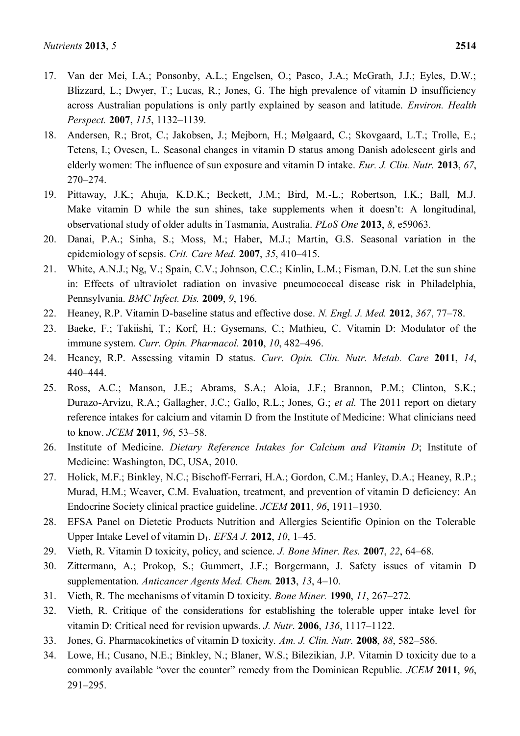17. Van der Mei, I.A.; Ponsonby, A.L.; Engelsen, O.; Pasco, J.A.; McGrath, J.J.; Eyles, D.W.; Blizzard, L.; Dwyer, T.; Lucas, R.; Jones, G. The high prevalence of vitamin D insufficiency across Australian populations is only partly explained by season and latitude. *Environ. Health Perspect.* **2007**, *115*, 1132–1139.
18. Andersen, R.; Brot, C.; Jakobsen, J.; Mejborn, H.; Mølgaard, C.; Skovgaard, L.T.; Trolle, E.; Tetens, I.; Ovesen, L. Seasonal changes in vitamin D status among Danish adolescent girls and elderly women: The influence of sun exposure and vitamin D intake. *Eur. J. Clin. Nutr.* **2013**, *67*, 270–274.
19. Pittaway, J.K.; Ahuja, K.D.K.; Beckett, J.M.; Bird, M.-L.; Robertson, I.K.; Ball, M.J. Make vitamin D while the sun shines, take supplements when it doesn't: A longitudinal, observational study of older adults in Tasmania, Australia. *PLoS One* **2013**, *8*, e59063.
20. Danai, P.A.; Sinha, S.; Moss, M.; Haber, M.J.; Martin, G.S. Seasonal variation in the epidemiology of sepsis. *Crit. Care Med.* **2007**, *35*, 410–415.
21. White, A.N.J.; Ng, V.; Spain, C.V.; Johnson, C.C.; Kinlin, L.M.; Fisman, D.N. Let the sun shine in: Effects of ultraviolet radiation on invasive pneumococcal disease risk in Philadelphia, Pennsylvania. *BMC Infect. Dis.* **2009**, *9*, 196.
22. Heaney, R.P. Vitamin D-baseline status and effective dose. *N. Engl. J. Med.* **2012**, *367*, 77–78.
23. Baeke, F.; Takiishi, T.; Korf, H.; Gysemans, C.; Mathieu, C. Vitamin D: Modulator of the immune system. *Curr. Opin. Pharmacol.* **2010**, *10*, 482–496.
24. Heaney, R.P. Assessing vitamin D status. *Curr. Opin. Clin. Nutr. Metab. Care* **2011**, *14*, 440–444.
25. Ross, A.C.; Manson, J.E.; Abrams, S.A.; Aloia, J.F.; Brannon, P.M.; Clinton, S.K.; Durazo-Arvizu, R.A.; Gallagher, J.C.; Gallo, R.L.; Jones, G.; *et al.* The 2011 report on dietary reference intakes for calcium and vitamin D from the Institute of Medicine: What clinicians need to know. *JCEM* **2011**, *96*, 53–58.
26. Institute of Medicine. *Dietary Reference Intakes for Calcium and Vitamin D*; Institute of Medicine: Washington, DC, USA, 2010.
27. Holick, M.F.; Binkley, N.C.; Bischoff-Ferrari, H.A.; Gordon, C.M.; Hanley, D.A.; Heaney, R.P.; Murad, H.M.; Weaver, C.M. Evaluation, treatment, and prevention of vitamin D deficiency: An Endocrine Society clinical practice guideline. *JCEM* **2011**, *96*, 1911–1930.
28. EFSA Panel on Dietetic Products Nutrition and Allergies Scientific Opinion on the Tolerable Upper Intake Level of vitamin $D_1$. *EFSA J.* **2012**, *10*, 1–45.
29. Vieth, R. Vitamin D toxicity, policy, and science. *J. Bone Miner. Res.* **2007**, *22*, 64–68.
30. Zittermann, A.; Prokop, S.; Gummert, J.F.; Borgermann, J. Safety issues of vitamin D supplementation. *Anticancer Agents Med. Chem.* **2013**, *13*, 4–10.
31. Vieth, R. The mechanisms of vitamin D toxicity. *Bone Miner.* **1990**, *11*, 267–272.
32. Vieth, R. Critique of the considerations for establishing the tolerable upper intake level for vitamin D: Critical need for revision upwards. *J. Nutr*. **2006**, *136*, 1117–1122.
33. Jones, G. Pharmacokinetics of vitamin D toxicity. *Am. J. Clin. Nutr.* **2008**, *88*, 582–586.
34. Lowe, H.; Cusano, N.E.; Binkley, N.; Blaner, W.S.; Bilezikian, J.P. Vitamin D toxicity due to a commonly available "over the counter" remedy from the Dominican Republic. *JCEM* **2011**, *96*, 291–295.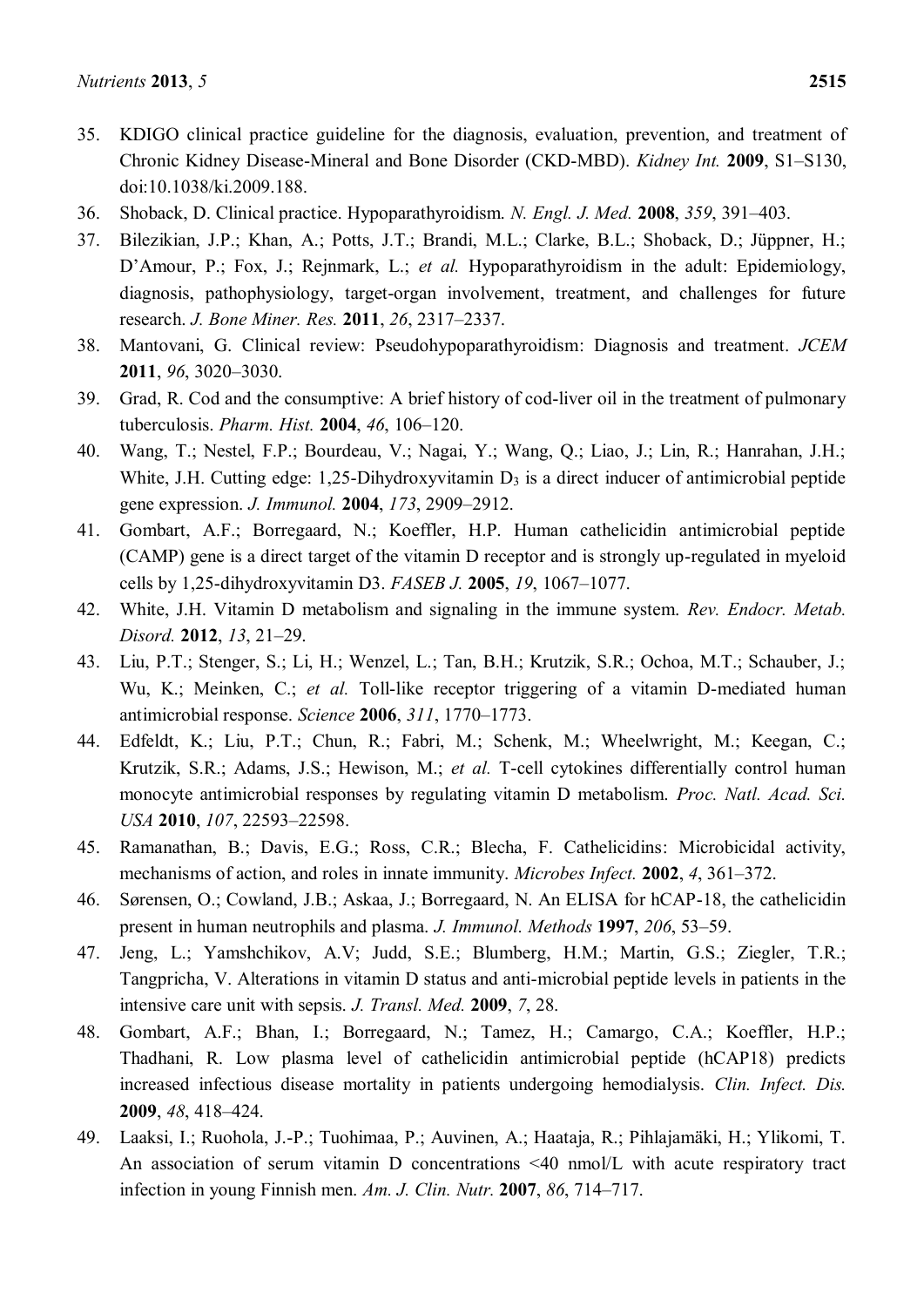35. KDIGO clinical practice guideline for the diagnosis, evaluation, prevention, and treatment of Chronic Kidney Disease-Mineral and Bone Disorder (CKD-MBD). *Kidney Int.* **2009**, S1–S130, doi:10.1038/ki.2009.188.
36. Shoback, D. Clinical practice. Hypoparathyroidism. *N. Engl. J. Med.* **2008**, *359*, 391–403.
37. Bilezikian, J.P.; Khan, A.; Potts, J.T.; Brandi, M.L.; Clarke, B.L.; Shoback, D.; Jüppner, H.; D'Amour, P.; Fox, J.; Rejnmark, L.; *et al.* Hypoparathyroidism in the adult: Epidemiology, diagnosis, pathophysiology, target-organ involvement, treatment, and challenges for future research. *J. Bone Miner. Res.* **2011**, *26*, 2317–2337.
38. Mantovani, G. Clinical review: Pseudohypoparathyroidism: Diagnosis and treatment. *JCEM* **2011**, *96*, 3020–3030.
39. Grad, R. Cod and the consumptive: A brief history of cod-liver oil in the treatment of pulmonary tuberculosis. *Pharm. Hist.* **2004**, *46*, 106–120.
40. Wang, T.; Nestel, F.P.; Bourdeau, V.; Nagai, Y.; Wang, Q.; Liao, J.; Lin, R.; Hanrahan, J.H.; White, J.H. Cutting edge: 1,25-Dihydroxyvitamin $D_3$ is a direct inducer of antimicrobial peptide gene expression. *J. Immunol.* **2004**, *173*, 2909–2912.
41. Gombart, A.F.; Borregaard, N.; Koeffler, H.P. Human cathelicidin antimicrobial peptide (CAMP) gene is a direct target of the vitamin D receptor and is strongly up-regulated in myeloid cells by 1,25-dihydroxyvitamin D3. *FASEB J.* **2005**, *19*, 1067–1077.
42. White, J.H. Vitamin D metabolism and signaling in the immune system. *Rev. Endocr. Metab. Disord.* **2012**, *13*, 21–29.
43. Liu, P.T.; Stenger, S.; Li, H.; Wenzel, L.; Tan, B.H.; Krutzik, S.R.; Ochoa, M.T.; Schauber, J.; Wu, K.; Meinken, C.; *et al.* Toll-like receptor triggering of a vitamin D-mediated human antimicrobial response. *Science* **2006**, *311*, 1770–1773.
44. Edfeldt, K.; Liu, P.T.; Chun, R.; Fabri, M.; Schenk, M.; Wheelwright, M.; Keegan, C.; Krutzik, S.R.; Adams, J.S.; Hewison, M.; *et al.* T-cell cytokines differentially control human monocyte antimicrobial responses by regulating vitamin D metabolism. *Proc. Natl. Acad. Sci. USA* **2010**, *107*, 22593–22598.
45. Ramanathan, B.; Davis, E.G.; Ross, C.R.; Blecha, F. Cathelicidins: Microbicidal activity, mechanisms of action, and roles in innate immunity. *Microbes Infect.* **2002**, *4*, 361–372.
46. Sørensen, O.; Cowland, J.B.; Askaa, J.; Borregaard, N. An ELISA for hCAP-18, the cathelicidin present in human neutrophils and plasma. *J. Immunol. Methods* **1997**, *206*, 53–59.
47. Jeng, L.; Yamshchikov, A.V; Judd, S.E.; Blumberg, H.M.; Martin, G.S.; Ziegler, T.R.; Tangpricha, V. Alterations in vitamin D status and anti-microbial peptide levels in patients in the intensive care unit with sepsis. *J. Transl. Med.* **2009**, *7*, 28.
48. Gombart, A.F.; Bhan, I.; Borregaard, N.; Tamez, H.; Camargo, C.A.; Koeffler, H.P.; Thadhani, R. Low plasma level of cathelicidin antimicrobial peptide (hCAP18) predicts increased infectious disease mortality in patients undergoing hemodialysis. *Clin. Infect. Dis.* **2009**, *48*, 418–424.
49. Laaksi, I.; Ruohola, J.-P.; Tuohimaa, P.; Auvinen, A.; Haataja, R.; Pihlajamäki, H.; Ylikomi, T. An association of serum vitamin D concentrations <40 nmol/L with acute respiratory tract infection in young Finnish men. *Am. J. Clin. Nutr.* **2007**, *86*, 714–717.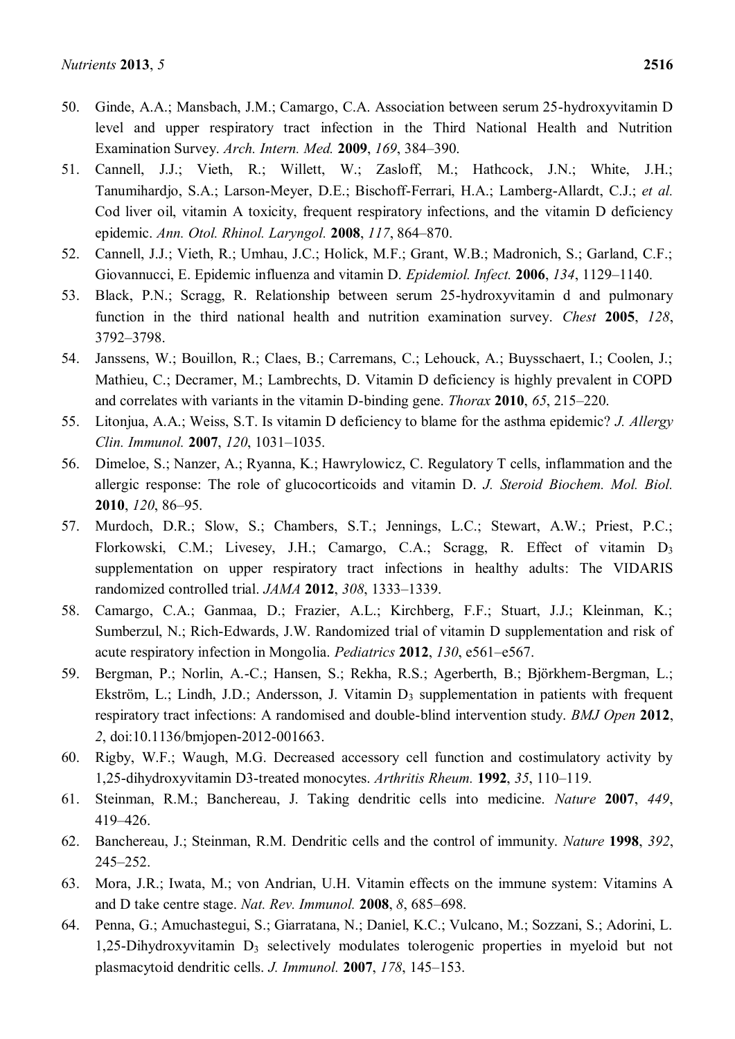50. Ginde, A.A.; Mansbach, J.M.; Camargo, C.A. Association between serum 25-hydroxyvitamin D level and upper respiratory tract infection in the Third National Health and Nutrition Examination Survey. *Arch. Intern. Med.* **2009**, *169*, 384–390.
51. Cannell, J.J.; Vieth, R.; Willett, W.; Zasloff, M.; Hathcock, J.N.; White, J.H.; Tanumihardjo, S.A.; Larson-Meyer, D.E.; Bischoff-Ferrari, H.A.; Lamberg-Allardt, C.J.; *et al.* Cod liver oil, vitamin A toxicity, frequent respiratory infections, and the vitamin D deficiency epidemic. *Ann. Otol. Rhinol. Laryngol.* **2008**, *117*, 864–870.
52. Cannell, J.J.; Vieth, R.; Umhau, J.C.; Holick, M.F.; Grant, W.B.; Madronich, S.; Garland, C.F.; Giovannucci, E. Epidemic influenza and vitamin D. *Epidemiol. Infect.* **2006**, *134*, 1129–1140.
53. Black, P.N.; Scragg, R. Relationship between serum 25-hydroxyvitamin d and pulmonary function in the third national health and nutrition examination survey. *Chest* **2005**, *128*, 3792–3798.
54. Janssens, W.; Bouillon, R.; Claes, B.; Carremans, C.; Lehouck, A.; Buysschaert, I.; Coolen, J.; Mathieu, C.; Decramer, M.; Lambrechts, D. Vitamin D deficiency is highly prevalent in COPD and correlates with variants in the vitamin D-binding gene. *Thorax* **2010**, *65*, 215–220.
55. Litonjua, A.A.; Weiss, S.T. Is vitamin D deficiency to blame for the asthma epidemic? *J. Allergy Clin. Immunol.* **2007**, *120*, 1031–1035.
56. Dimeloe, S.; Nanzer, A.; Ryanna, K.; Hawrylowicz, C. Regulatory T cells, inflammation and the allergic response: The role of glucocorticoids and vitamin D. *J. Steroid Biochem. Mol. Biol.* **2010**, *120*, 86–95.
57. Murdoch, D.R.; Slow, S.; Chambers, S.T.; Jennings, L.C.; Stewart, A.W.; Priest, P.C.; Florkowski, C.M.; Livesey, J.H.; Camargo, C.A.; Scragg, R. Effect of vitamin $D_3$ supplementation on upper respiratory tract infections in healthy adults: The VIDARIS randomized controlled trial. *JAMA* **2012**, *308*, 1333–1339.
58. Camargo, C.A.; Ganmaa, D.; Frazier, A.L.; Kirchberg, F.F.; Stuart, J.J.; Kleinman, K.; Sumberzul, N.; Rich-Edwards, J.W. Randomized trial of vitamin D supplementation and risk of acute respiratory infection in Mongolia. *Pediatrics* **2012**, *130*, e561–e567.
59. Bergman, P.; Norlin, A.-C.; Hansen, S.; Rekha, R.S.; Agerberth, B.; Björkhem-Bergman, L.; Ekström, L.; Lindh, J.D.; Andersson, J. Vitamin $D_3$ supplementation in patients with frequent respiratory tract infections: A randomised and double-blind intervention study. *BMJ Open* **2012**, *2*, doi:10.1136/bmjopen-2012-001663.
60. Rigby, W.F.; Waugh, M.G. Decreased accessory cell function and costimulatory activity by 1,25-dihydroxyvitamin D3-treated monocytes. *Arthritis Rheum.* **1992**, *35*, 110–119.
61. Steinman, R.M.; Banchereau, J. Taking dendritic cells into medicine. *Nature* **2007**, *449*, 419–426.
62. Banchereau, J.; Steinman, R.M. Dendritic cells and the control of immunity. *Nature* **1998**, *392*, 245–252.
63. Mora, J.R.; Iwata, M.; von Andrian, U.H. Vitamin effects on the immune system: Vitamins A and D take centre stage. *Nat. Rev. Immunol.* **2008**, *8*, 685–698.
64. Penna, G.; Amuchastegui, S.; Giarratana, N.; Daniel, K.C.; Vulcano, M.; Sozzani, S.; Adorini, L. 1,25-Dihydroxyvitamin $D_3$ selectively modulates tolerogenic properties in myeloid but not plasmacytoid dendritic cells. *J. Immunol.* **2007**, *178*, 145–153.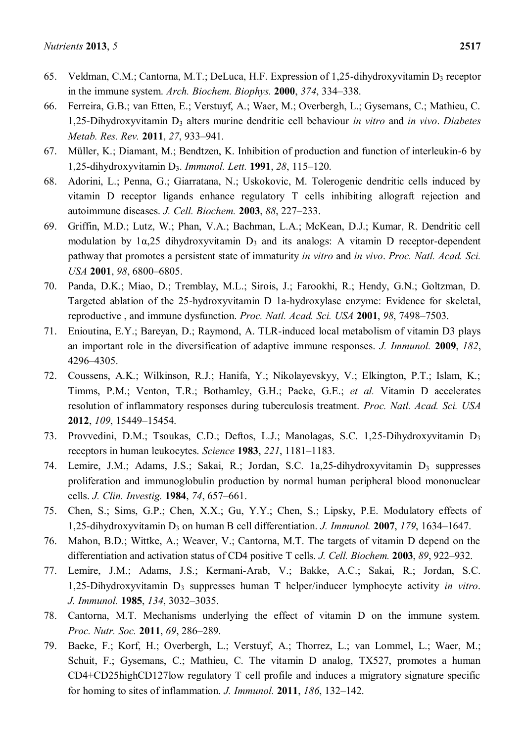65. Veldman, C.M.; Cantorna, M.T.; DeLuca, H.F. Expression of 1,25-dihydroxyvitamin $D_3$ receptor in the immune system. *Arch. Biochem. Biophys.* **2000**, *374*, 334–338.
66. Ferreira, G.B.; van Etten, E.; Verstuyf, A.; Waer, M.; Overbergh, L.; Gysemans, C.; Mathieu, C. 1,25-Dihydroxyvitamin $D_3$ alters murine dendritic cell behaviour *in vitro* and *in vivo*. *Diabetes Metab. Res. Rev.* **2011**, *27*, 933–941.
67. Müller, K.; Diamant, M.; Bendtzen, K. Inhibition of production and function of interleukin-6 by 1,25-dihydroxyvitamin $D_3$. *Immunol. Lett.* **1991**, *28*, 115–120.
68. Adorini, L.; Penna, G.; Giarratana, N.; Uskokovic, M. Tolerogenic dendritic cells induced by vitamin D receptor ligands enhance regulatory T cells inhibiting allograft rejection and autoimmune diseases. *J. Cell. Biochem.* **2003**, *88*, 227–233.
69. Griffin, M.D.; Lutz, W.; Phan, V.A.; Bachman, L.A.; McKean, D.J.; Kumar, R. Dendritic cell modulation by 1α,25 dihydroxyvitamin $D_3$ and its analogs: A vitamin D receptor-dependent pathway that promotes a persistent state of immaturity *in vitro* and *in vivo*. *Proc. Natl. Acad. Sci. USA* **2001**, *98*, 6800–6805.
70. Panda, D.K.; Miao, D.; Tremblay, M.L.; Sirois, J.; Farookhi, R.; Hendy, G.N.; Goltzman, D. Targeted ablation of the 25-hydroxyvitamin D 1a-hydroxylase enzyme: Evidence for skeletal, reproductive , and immune dysfunction. *Proc. Natl. Acad. Sci. USA* **2001**, *98*, 7498–7503.
71. Enioutina, E.Y.; Bareyan, D.; Raymond, A. TLR-induced local metabolism of vitamin D3 plays an important role in the diversification of adaptive immune responses. *J. Immunol.* **2009**, *182*, 4296–4305.
72. Coussens, A.K.; Wilkinson, R.J.; Hanifa, Y.; Nikolayevskyy, V.; Elkington, P.T.; Islam, K.; Timms, P.M.; Venton, T.R.; Bothamley, G.H.; Packe, G.E.; *et al.* Vitamin D accelerates resolution of inflammatory responses during tuberculosis treatment. *Proc. Natl. Acad. Sci. USA* **2012**, *109*, 15449–15454.
73. Provvedini, D.M.; Tsoukas, C.D.; Deftos, L.J.; Manolagas, S.C. 1,25-Dihydroxyvitamin $D_3$ receptors in human leukocytes. *Science* **1983**, *221*, 1181–1183.
74. Lemire, J.M.; Adams, J.S.; Sakai, R.; Jordan, S.C. 1a,25-dihydroxyvitamin $D_3$ suppresses proliferation and immunoglobulin production by normal human peripheral blood mononuclear cells. *J. Clin. Investig.* **1984**, *74*, 657–661.
75. Chen, S.; Sims, G.P.; Chen, X.X.; Gu, Y.Y.; Chen, S.; Lipsky, P.E. Modulatory effects of 1,25-dihydroxyvitamin $D_3$ on human B cell differentiation. *J. Immunol.* **2007**, *179*, 1634–1647.
76. Mahon, B.D.; Wittke, A.; Weaver, V.; Cantorna, M.T. The targets of vitamin D depend on the differentiation and activation status of CD4 positive T cells. *J. Cell. Biochem.* **2003**, *89*, 922–932.
77. Lemire, J.M.; Adams, J.S.; Kermani-Arab, V.; Bakke, A.C.; Sakai, R.; Jordan, S.C. 1,25-Dihydroxyvitamin $D_3$ suppresses human T helper/inducer lymphocyte activity *in vitro*. *J. Immunol.* **1985**, *134*, 3032–3035.
78. Cantorna, M.T. Mechanisms underlying the effect of vitamin D on the immune system. *Proc. Nutr. Soc.* **2011**, *69*, 286–289.
79. Baeke, F.; Korf, H.; Overbergh, L.; Verstuyf, A.; Thorrez, L.; van Lommel, L.; Waer, M.; Schuit, F.; Gysemans, C.; Mathieu, C. The vitamin D analog, TX527, promotes a human CD4+CD25highCD127low regulatory T cell profile and induces a migratory signature specific for homing to sites of inflammation. *J. Immunol.* **2011**, *186*, 132–142.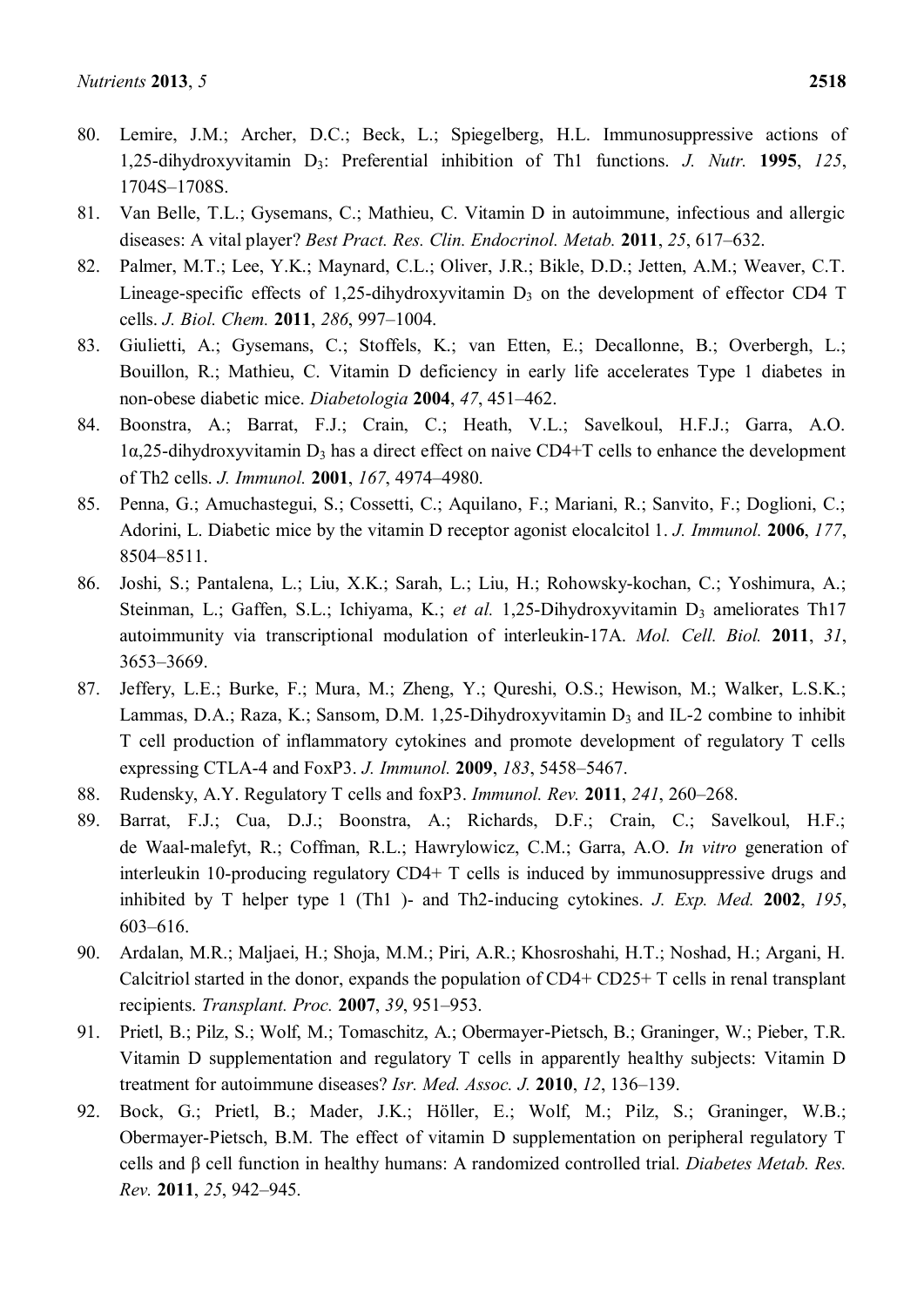80. Lemire, J.M.; Archer, D.C.; Beck, L.; Spiegelberg, H.L. Immunosuppressive actions of 1,25-dihydroxyvitamin $D_3$: Preferential inhibition of Th1 functions. *J. Nutr.* **1995**, *125*, 1704S–1708S.
81. Van Belle, T.L.; Gysemans, C.; Mathieu, C. Vitamin D in autoimmune, infectious and allergic diseases: A vital player? *Best Pract. Res. Clin. Endocrinol. Metab.* **2011**, *25*, 617–632.
82. Palmer, M.T.; Lee, Y.K.; Maynard, C.L.; Oliver, J.R.; Bikle, D.D.; Jetten, A.M.; Weaver, C.T. Lineage-specific effects of 1,25-dihydroxyvitamin $D_3$ on the development of effector CD4 T cells. *J. Biol. Chem.* **2011**, *286*, 997–1004.
83. Giulietti, A.; Gysemans, C.; Stoffels, K.; van Etten, E.; Decallonne, B.; Overbergh, L.; Bouillon, R.; Mathieu, C. Vitamin D deficiency in early life accelerates Type 1 diabetes in non-obese diabetic mice. *Diabetologia* **2004**, *47*, 451–462.
84. Boonstra, A.; Barrat, F.J.; Crain, C.; Heath, V.L.; Savelkoul, H.F.J.; Garra, A.O. 1α,25-dihydroxyvitamin $D_3$ has a direct effect on naive CD4+T cells to enhance the development of Th2 cells. *J. Immunol.* **2001**, *167*, 4974–4980.
85. Penna, G.; Amuchastegui, S.; Cossetti, C.; Aquilano, F.; Mariani, R.; Sanvito, F.; Doglioni, C.; Adorini, L. Diabetic mice by the vitamin D receptor agonist elocalcitol 1. *J. Immunol.* **2006**, *177*, 8504–8511.
86. Joshi, S.; Pantalena, L.; Liu, X.K.; Sarah, L.; Liu, H.; Rohowsky-kochan, C.; Yoshimura, A.; Steinman, L.; Gaffen, S.L.; Ichiyama, K.; *et al.* 1,25-Dihydroxyvitamin $D_3$ ameliorates Th17 autoimmunity via transcriptional modulation of interleukin-17A. *Mol. Cell. Biol.* **2011**, *31*, 3653–3669.
87. Jeffery, L.E.; Burke, F.; Mura, M.; Zheng, Y.; Qureshi, O.S.; Hewison, M.; Walker, L.S.K.; Lammas, D.A.; Raza, K.; Sansom, D.M. 1,25-Dihydroxyvitamin $D_3$ and IL-2 combine to inhibit T cell production of inflammatory cytokines and promote development of regulatory T cells expressing CTLA-4 and FoxP3. *J. Immunol.* **2009**, *183*, 5458–5467.
88. Rudensky, A.Y. Regulatory T cells and foxP3. *Immunol. Rev.* **2011**, *241*, 260–268.
89. Barrat, F.J.; Cua, D.J.; Boonstra, A.; Richards, D.F.; Crain, C.; Savelkoul, H.F.; de Waal-malefyt, R.; Coffman, R.L.; Hawrylowicz, C.M.; Garra, A.O. *In vitro* generation of interleukin 10-producing regulatory CD4+ T cells is induced by immunosuppressive drugs and inhibited by T helper type 1 (Th1 )- and Th2-inducing cytokines. *J. Exp. Med.* **2002**, *195*, 603–616.
90. Ardalan, M.R.; Maljaei, H.; Shoja, M.M.; Piri, A.R.; Khosroshahi, H.T.; Noshad, H.; Argani, H. Calcitriol started in the donor, expands the population of CD4+ CD25+ T cells in renal transplant recipients. *Transplant. Proc.* **2007**, *39*, 951–953.
91. Prietl, B.; Pilz, S.; Wolf, M.; Tomaschitz, A.; Obermayer-Pietsch, B.; Graninger, W.; Pieber, T.R. Vitamin D supplementation and regulatory T cells in apparently healthy subjects: Vitamin D treatment for autoimmune diseases? *Isr. Med. Assoc. J.* **2010**, *12*, 136–139.
92. Bock, G.; Prietl, B.; Mader, J.K.; Höller, E.; Wolf, M.; Pilz, S.; Graninger, W.B.; Obermayer-Pietsch, B.M. The effect of vitamin D supplementation on peripheral regulatory T cells and β cell function in healthy humans: A randomized controlled trial. *Diabetes Metab. Res. Rev.* **2011**, *25*, 942–945.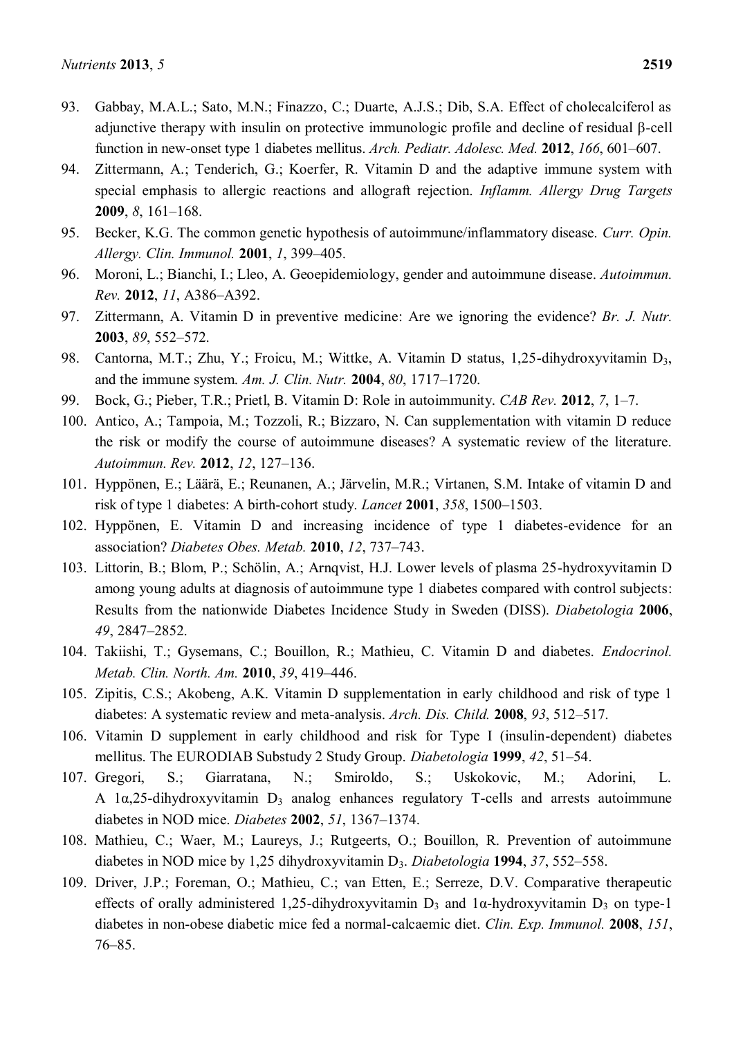93. Gabbay, M.A.L.; Sato, M.N.; Finazzo, C.; Duarte, A.J.S.; Dib, S.A. Effect of cholecalciferol as adjunctive therapy with insulin on protective immunologic profile and decline of residual β-cell function in new-onset type 1 diabetes mellitus. *Arch. Pediatr. Adolesc. Med.* **2012**, *166*, 601–607.
94. Zittermann, A.; Tenderich, G.; Koerfer, R. Vitamin D and the adaptive immune system with special emphasis to allergic reactions and allograft rejection. *Inflamm. Allergy Drug Targets* **2009**, *8*, 161–168.
95. Becker, K.G. The common genetic hypothesis of autoimmune/inflammatory disease. *Curr. Opin. Allergy. Clin. Immunol.* **2001**, *1*, 399–405.
96. Moroni, L.; Bianchi, I.; Lleo, A. Geoepidemiology, gender and autoimmune disease. *Autoimmun. Rev.* **2012**, *11*, A386–A392.
97. Zittermann, A. Vitamin D in preventive medicine: Are we ignoring the evidence? *Br. J. Nutr.* **2003**, *89*, 552–572.
98. Cantorna, M.T.; Zhu, Y.; Froicu, M.; Wittke, A. Vitamin D status, 1,25-dihydroxyvitamin $D_3$, and the immune system. *Am. J. Clin. Nutr.* **2004**, *80*, 1717–1720.
99. Bock, G.; Pieber, T.R.; Prietl, B. Vitamin D: Role in autoimmunity. *CAB Rev.* **2012**, *7*, 1–7.
100. Antico, A.; Tampoia, M.; Tozzoli, R.; Bizzaro, N. Can supplementation with vitamin D reduce the risk or modify the course of autoimmune diseases? A systematic review of the literature. *Autoimmun. Rev.* **2012**, *12*, 127–136.
101. Hyppönen, E.; Läärä, E.; Reunanen, A.; Järvelin, M.R.; Virtanen, S.M. Intake of vitamin D and risk of type 1 diabetes: A birth-cohort study. *Lancet* **2001**, *358*, 1500–1503.
102. Hyppönen, E. Vitamin D and increasing incidence of type 1 diabetes-evidence for an association? *Diabetes Obes. Metab.* **2010**, *12*, 737–743.
103. Littorin, B.; Blom, P.; Schölin, A.; Arnqvist, H.J. Lower levels of plasma 25-hydroxyvitamin D among young adults at diagnosis of autoimmune type 1 diabetes compared with control subjects: Results from the nationwide Diabetes Incidence Study in Sweden (DISS). *Diabetologia* **2006**, *49*, 2847–2852.
104. Takiishi, T.; Gysemans, C.; Bouillon, R.; Mathieu, C. Vitamin D and diabetes. *Endocrinol. Metab. Clin. North. Am.* **2010**, *39*, 419–446.
105. Zipitis, C.S.; Akobeng, A.K. Vitamin D supplementation in early childhood and risk of type 1 diabetes: A systematic review and meta-analysis. *Arch. Dis. Child.* **2008**, *93*, 512–517.
106. Vitamin D supplement in early childhood and risk for Type I (insulin-dependent) diabetes mellitus. The EURODIAB Substudy 2 Study Group. *Diabetologia* **1999**, *42*, 51–54.
107. Gregori, S.; Giarratana, N.; Smiroldo, S.; Uskokovic, M.; Adorini, L. A 1α,25-dihydroxyvitamin $D_3$ analog enhances regulatory T-cells and arrests autoimmune diabetes in NOD mice. *Diabetes* **2002**, *51*, 1367–1374.
108. Mathieu, C.; Waer, M.; Laureys, J.; Rutgeerts, O.; Bouillon, R. Prevention of autoimmune diabetes in NOD mice by 1,25 dihydroxyvitamin $D_3$. *Diabetologia* **1994**, *37*, 552–558.
109. Driver, J.P.; Foreman, O.; Mathieu, C.; van Etten, E.; Serreze, D.V. Comparative therapeutic effects of orally administered 1,25-dihydroxyvitamin $D_3$ and 1α-hydroxyvitamin $D_3$ on type-1 diabetes in non-obese diabetic mice fed a normal-calcaemic diet. *Clin. Exp. Immunol.* **2008**, *151*, 76–85.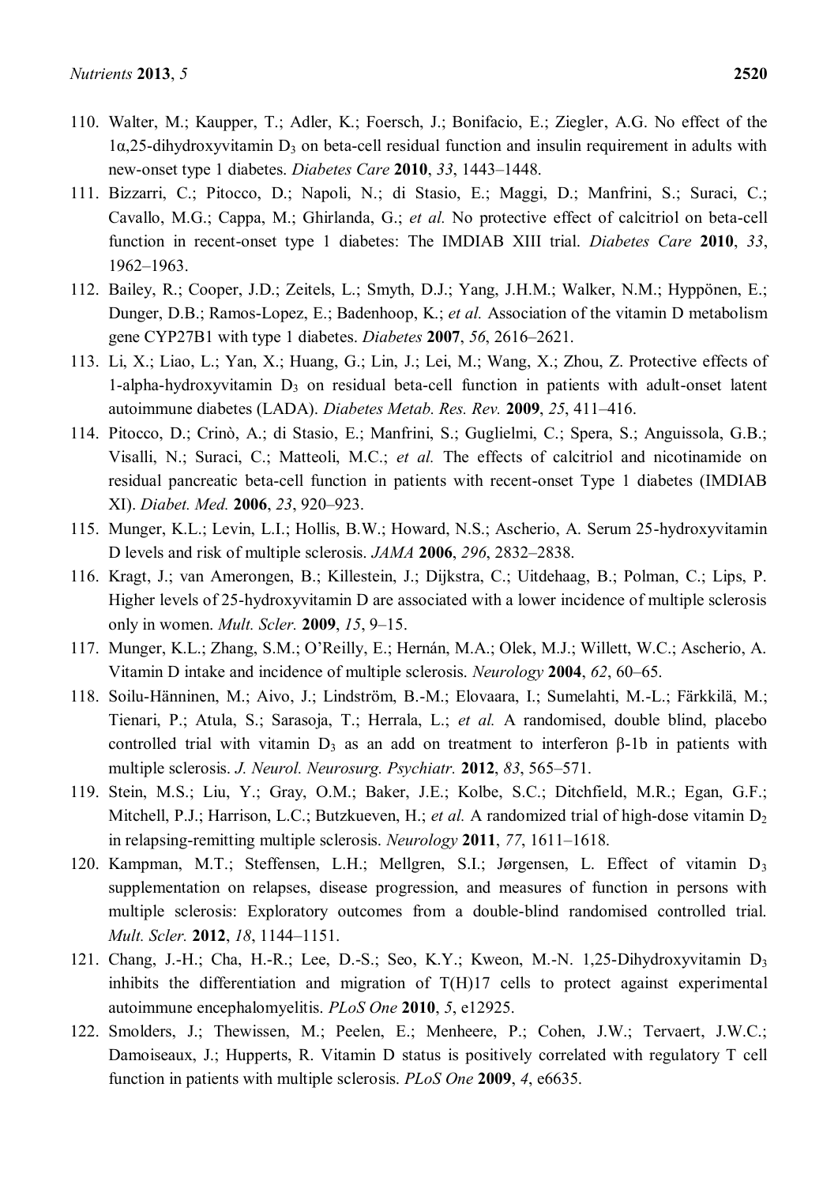110. Walter, M.; Kaupper, T.; Adler, K.; Foersch, J.; Bonifacio, E.; Ziegler, A.G. No effect of the 1α,25-dihydroxyvitamin $D_3$ on beta-cell residual function and insulin requirement in adults with new-onset type 1 diabetes. *Diabetes Care* **2010**, *33*, 1443–1448.

111. Bizzarri, C.; Pitocco, D.; Napoli, N.; di Stasio, E.; Maggi, D.; Manfrini, S.; Suraci, C.; Cavallo, M.G.; Cappa, M.; Ghirlanda, G.; *et al.* No protective effect of calcitriol on beta-cell function in recent-onset type 1 diabetes: The IMDIAB XIII trial. *Diabetes Care* **2010**, *33*, 1962–1963.

112. Bailey, R.; Cooper, J.D.; Zeitels, L.; Smyth, D.J.; Yang, J.H.M.; Walker, N.M.; Hyppönen, E.; Dunger, D.B.; Ramos-Lopez, E.; Badenhoop, K.; *et al.* Association of the vitamin D metabolism gene CYP27B1 with type 1 diabetes. *Diabetes* **2007**, *56*, 2616–2621.

113. Li, X.; Liao, L.; Yan, X.; Huang, G.; Lin, J.; Lei, M.; Wang, X.; Zhou, Z. Protective effects of 1-alpha-hydroxyvitamin $D_3$ on residual beta-cell function in patients with adult-onset latent autoimmune diabetes (LADA). *Diabetes Metab. Res. Rev.* **2009**, *25*, 411–416.

114. Pitocco, D.; Crinò, A.; di Stasio, E.; Manfrini, S.; Guglielmi, C.; Spera, S.; Anguissola, G.B.; Visalli, N.; Suraci, C.; Matteoli, M.C.; *et al.* The effects of calcitriol and nicotinamide on residual pancreatic beta-cell function in patients with recent-onset Type 1 diabetes (IMDIAB XI). *Diabet. Med.* **2006**, *23*, 920–923.

115. Munger, K.L.; Levin, L.I.; Hollis, B.W.; Howard, N.S.; Ascherio, A. Serum 25-hydroxyvitamin D levels and risk of multiple sclerosis. *JAMA* **2006**, *296*, 2832–2838.

116. Kragt, J.; van Amerongen, B.; Killestein, J.; Dijkstra, C.; Uitdehaag, B.; Polman, C.; Lips, P. Higher levels of 25-hydroxyvitamin D are associated with a lower incidence of multiple sclerosis only in women. *Mult. Scler.* **2009**, *15*, 9–15.

117. Munger, K.L.; Zhang, S.M.; O'Reilly, E.; Hernán, M.A.; Olek, M.J.; Willett, W.C.; Ascherio, A. Vitamin D intake and incidence of multiple sclerosis. *Neurology* **2004**, *62*, 60–65.

118. Soilu-Hänninen, M.; Aivo, J.; Lindström, B.-M.; Elovaara, I.; Sumelahti, M.-L.; Färkkilä, M.; Tienari, P.; Atula, S.; Sarasoja, T.; Herrala, L.; *et al.* A randomised, double blind, placebo controlled trial with vitamin $D_3$ as an add on treatment to interferon β-1b in patients with multiple sclerosis. *J. Neurol. Neurosurg. Psychiatr.* **2012**, *83*, 565–571.

119. Stein, M.S.; Liu, Y.; Gray, O.M.; Baker, J.E.; Kolbe, S.C.; Ditchfield, M.R.; Egan, G.F.; Mitchell, P.J.; Harrison, L.C.; Butzkueven, H.; *et al.* A randomized trial of high-dose vitamin $D_2$ in relapsing-remitting multiple sclerosis. *Neurology* **2011**, *77*, 1611–1618.

120. Kampman, M.T.; Steffensen, L.H.; Mellgren, S.I.; Jørgensen, L. Effect of vitamin $D_3$ supplementation on relapses, disease progression, and measures of function in persons with multiple sclerosis: Exploratory outcomes from a double-blind randomised controlled trial. *Mult. Scler.* **2012**, *18*, 1144–1151.

121. Chang, J.-H.; Cha, H.-R.; Lee, D.-S.; Seo, K.Y.; Kweon, M.-N. 1,25-Dihydroxyvitamin $D_3$ inhibits the differentiation and migration of T(H)17 cells to protect against experimental autoimmune encephalomyelitis. *PLoS One* **2010**, *5*, e12925.

122. Smolders, J.; Thewissen, M.; Peelen, E.; Menheere, P.; Cohen, J.W.; Tervaert, J.W.C.; Damoiseaux, J.; Hupperts, R. Vitamin D status is positively correlated with regulatory T cell function in patients with multiple sclerosis. *PLoS One* **2009**, *4*, e6635.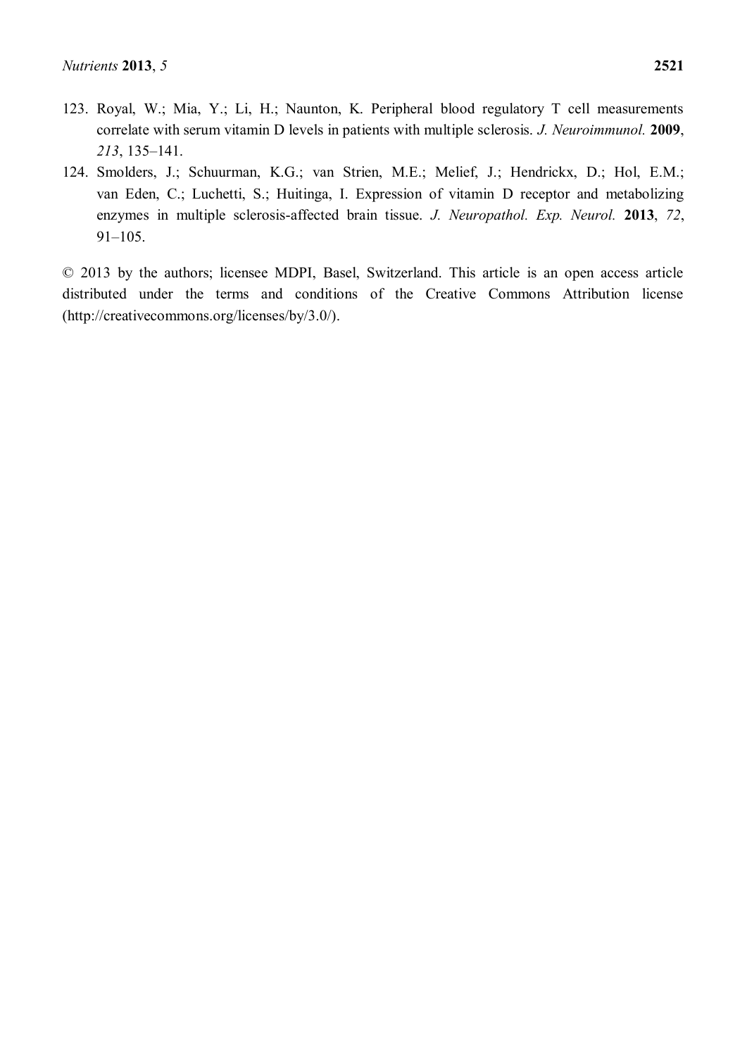123. Royal, W.; Mia, Y.; Li, H.; Naunton, K. Peripheral blood regulatory T cell measurements correlate with serum vitamin D levels in patients with multiple sclerosis. *J. Neuroimmunol.* **2009**, *213*, 135–141.
124. Smolders, J.; Schuurman, K.G.; van Strien, M.E.; Melief, J.; Hendrickx, D.; Hol, E.M.; van Eden, C.; Luchetti, S.; Huitinga, I. Expression of vitamin D receptor and metabolizing enzymes in multiple sclerosis-affected brain tissue. *J. Neuropathol. Exp. Neurol.* **2013**, *72*, 91–105.

© 2013 by the authors; licensee MDPI, Basel, Switzerland. This article is an open access article distributed under the terms and conditions of the Creative Commons Attribution license (http://creativecommons.org/licenses/by/3.0/).